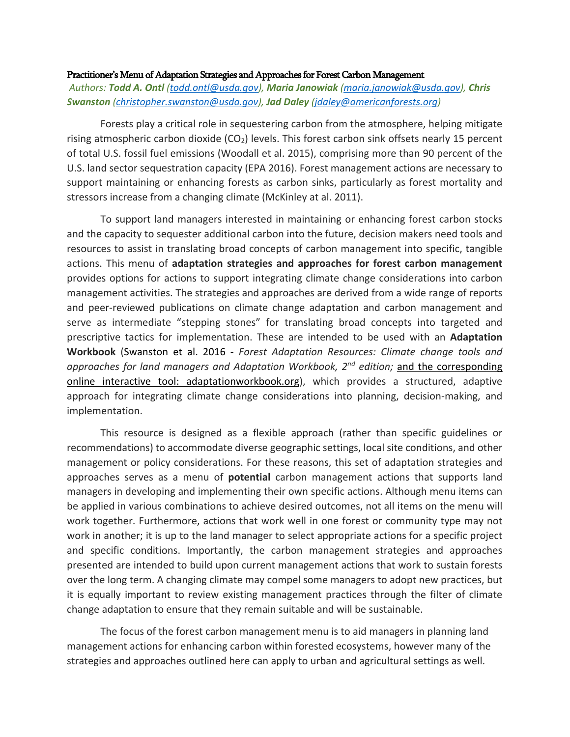# Practitioner's Menu of Adaptation Strategies and Approaches for Forest Carbon Management

*Authors:* ***Todd A. Ontl*** *(todd.ontl@usda.gov),* ***Maria Janowiak*** *(maria.janowiak@usda.gov),* ***Chris Swanston*** *(christopher.swanston@usda.gov),* ***Jad Daley*** *(jdaley@americanforests.org)*

Forests play a critical role in sequestering carbon from the atmosphere, helping mitigate rising atmospheric carbon dioxide ($CO_2$) levels. This forest carbon sink offsets nearly 15 percent of total U.S. fossil fuel emissions (Woodall et al. 2015), comprising more than 90 percent of the U.S. land sector sequestration capacity (EPA 2016). Forest management actions are necessary to support maintaining or enhancing forests as carbon sinks, particularly as forest mortality and stressors increase from a changing climate (McKinley at al. 2011).

To support land managers interested in maintaining or enhancing forest carbon stocks and the capacity to sequester additional carbon into the future, decision makers need tools and resources to assist in translating broad concepts of carbon management into specific, tangible actions. This menu of **adaptation strategies and approaches for forest carbon management** provides options for actions to support integrating climate change considerations into carbon management activities. The strategies and approaches are derived from a wide range of reports and peer-reviewed publications on climate change adaptation and carbon management and serve as intermediate "stepping stones" for translating broad concepts into targeted and prescriptive tactics for implementation. These are intended to be used with an **Adaptation Workbook** (Swanston et al. 2016 - *Forest Adaptation Resources: Climate change tools and approaches for land managers and Adaptation Workbook, 2nd edition;* and the corresponding online interactive tool: adaptationworkbook.org), which provides a structured, adaptive approach for integrating climate change considerations into planning, decision-making, and implementation.

This resource is designed as a flexible approach (rather than specific guidelines or recommendations) to accommodate diverse geographic settings, local site conditions, and other management or policy considerations. For these reasons, this set of adaptation strategies and approaches serves as a menu of **potential** carbon management actions that supports land managers in developing and implementing their own specific actions. Although menu items can be applied in various combinations to achieve desired outcomes, not all items on the menu will work together. Furthermore, actions that work well in one forest or community type may not work in another; it is up to the land manager to select appropriate actions for a specific project and specific conditions. Importantly, the carbon management strategies and approaches presented are intended to build upon current management actions that work to sustain forests over the long term. A changing climate may compel some managers to adopt new practices, but it is equally important to review existing management practices through the filter of climate change adaptation to ensure that they remain suitable and will be sustainable.

The focus of the forest carbon management menu is to aid managers in planning land management actions for enhancing carbon within forested ecosystems, however many of the strategies and approaches outlined here can apply to urban and agricultural settings as well.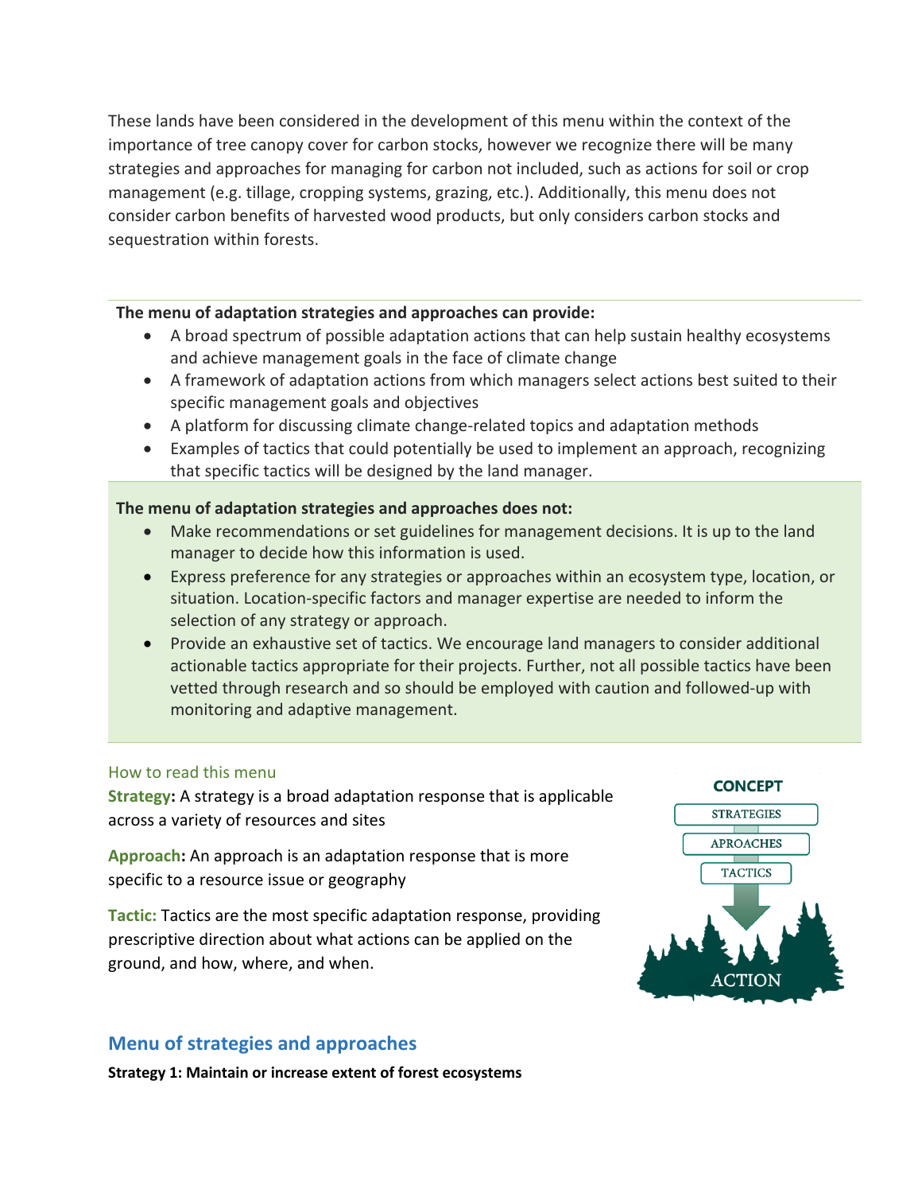These lands have been considered in the development of this menu within the context of the importance of tree canopy cover for carbon stocks, however we recognize there will be many strategies and approaches for managing for carbon not included, such as actions for soil or crop management (e.g. tillage, cropping systems, grazing, etc.). Additionally, this menu does not consider carbon benefits of harvested wood products, but only considers carbon stocks and sequestration within forests.

**The menu of adaptation strategies and approaches can provide:**

- A broad spectrum of possible adaptation actions that can help sustain healthy ecosystems and achieve management goals in the face of climate change
- A framework of adaptation actions from which managers select actions best suited to their specific management goals and objectives
- A platform for discussing climate change-related topics and adaptation methods
- Examples of tactics that could potentially be used to implement an approach, recognizing that specific tactics will be designed by the land manager.

**The menu of adaptation strategies and approaches does not:**

- Make recommendations or set guidelines for management decisions. It is up to the land manager to decide how this information is used.
- Express preference for any strategies or approaches within an ecosystem type, location, or situation. Location-specific factors and manager expertise are needed to inform the selection of any strategy or approach.
- Provide an exhaustive set of tactics. We encourage land managers to consider additional actionable tactics appropriate for their projects. Further, not all possible tactics have been vetted through research and so should be employed with caution and followed-up with monitoring and adaptive management.

### How to read this menu

**Strategy:** A strategy is a broad adaptation response that is applicable across a variety of resources and sites

**Approach:** An approach is an adaptation response that is more specific to a resource issue or geography

**Tactic:** Tactics are the most specific adaptation response, providing prescriptive direction about what actions can be applied on the ground, and how, where, and when.

CONCEPT

STRATEGIES

APROACHES

TACTICS

ACTION

## Menu of strategies and approaches

**Strategy 1: Maintain or increase extent of forest ecosystems**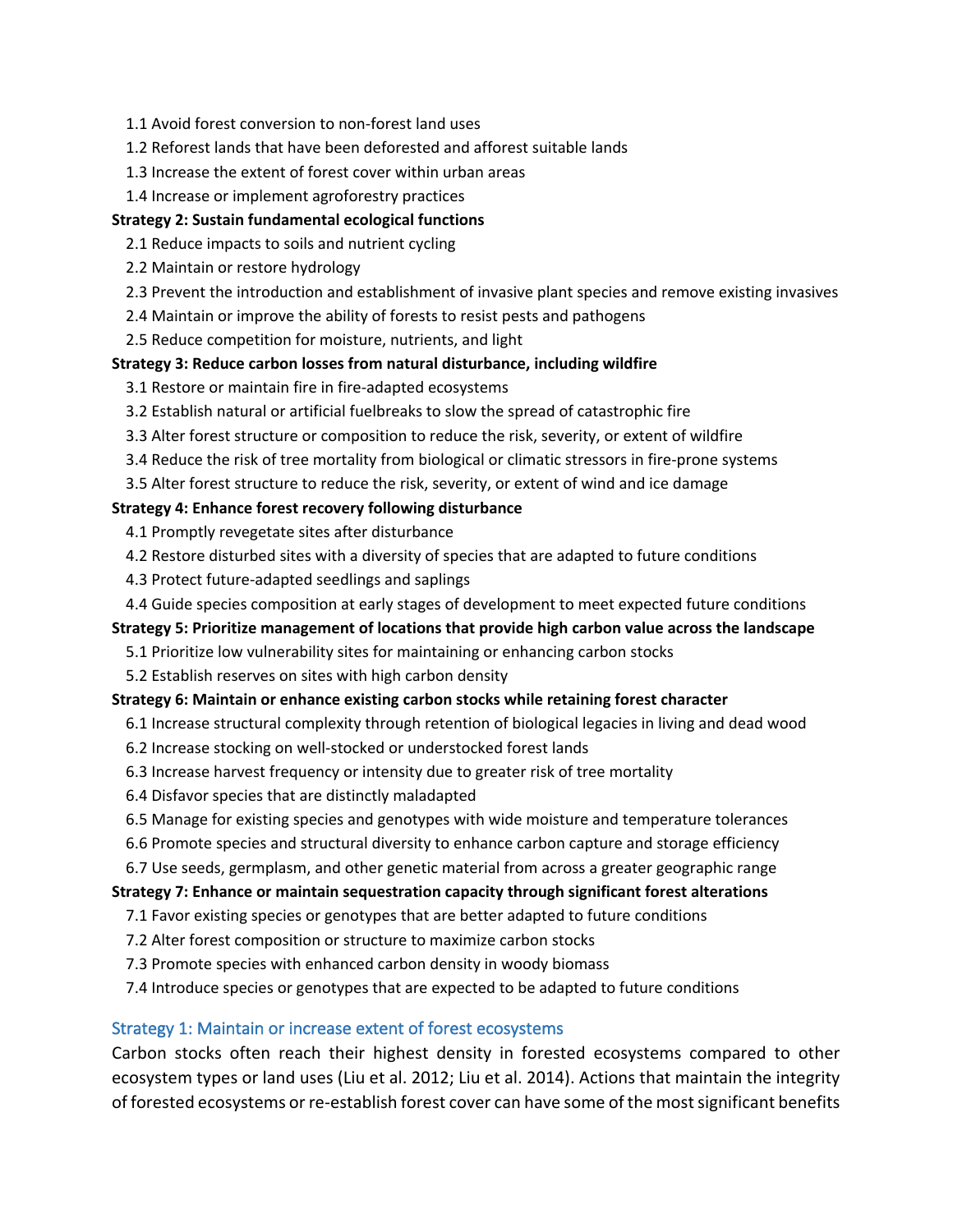- 1.1 Avoid forest conversion to non-forest land uses
- 1.2 Reforest lands that have been deforested and afforest suitable lands
- 1.3 Increase the extent of forest cover within urban areas
- 1.4 Increase or implement agroforestry practices

**Strategy 2: Sustain fundamental ecological functions**

- 2.1 Reduce impacts to soils and nutrient cycling
- 2.2 Maintain or restore hydrology
- 2.3 Prevent the introduction and establishment of invasive plant species and remove existing invasives
- 2.4 Maintain or improve the ability of forests to resist pests and pathogens
- 2.5 Reduce competition for moisture, nutrients, and light

**Strategy 3: Reduce carbon losses from natural disturbance, including wildfire**

- 3.1 Restore or maintain fire in fire-adapted ecosystems
- 3.2 Establish natural or artificial fuelbreaks to slow the spread of catastrophic fire
- 3.3 Alter forest structure or composition to reduce the risk, severity, or extent of wildfire
- 3.4 Reduce the risk of tree mortality from biological or climatic stressors in fire-prone systems
- 3.5 Alter forest structure to reduce the risk, severity, or extent of wind and ice damage

**Strategy 4: Enhance forest recovery following disturbance**

- 4.1 Promptly revegetate sites after disturbance
- 4.2 Restore disturbed sites with a diversity of species that are adapted to future conditions
- 4.3 Protect future-adapted seedlings and saplings
- 4.4 Guide species composition at early stages of development to meet expected future conditions

**Strategy 5: Prioritize management of locations that provide high carbon value across the landscape**

- 5.1 Prioritize low vulnerability sites for maintaining or enhancing carbon stocks
- 5.2 Establish reserves on sites with high carbon density

**Strategy 6: Maintain or enhance existing carbon stocks while retaining forest character**

- 6.1 Increase structural complexity through retention of biological legacies in living and dead wood
- 6.2 Increase stocking on well-stocked or understocked forest lands
- 6.3 Increase harvest frequency or intensity due to greater risk of tree mortality
- 6.4 Disfavor species that are distinctly maladapted
- 6.5 Manage for existing species and genotypes with wide moisture and temperature tolerances
- 6.6 Promote species and structural diversity to enhance carbon capture and storage efficiency
- 6.7 Use seeds, germplasm, and other genetic material from across a greater geographic range

**Strategy 7: Enhance or maintain sequestration capacity through significant forest alterations**

- 7.1 Favor existing species or genotypes that are better adapted to future conditions
- 7.2 Alter forest composition or structure to maximize carbon stocks
- 7.3 Promote species with enhanced carbon density in woody biomass
- 7.4 Introduce species or genotypes that are expected to be adapted to future conditions

## Strategy 1: Maintain or increase extent of forest ecosystems

Carbon stocks often reach their highest density in forested ecosystems compared to other ecosystem types or land uses (Liu et al. 2012; Liu et al. 2014). Actions that maintain the integrity of forested ecosystems or re-establish forest cover can have some of the most significant benefits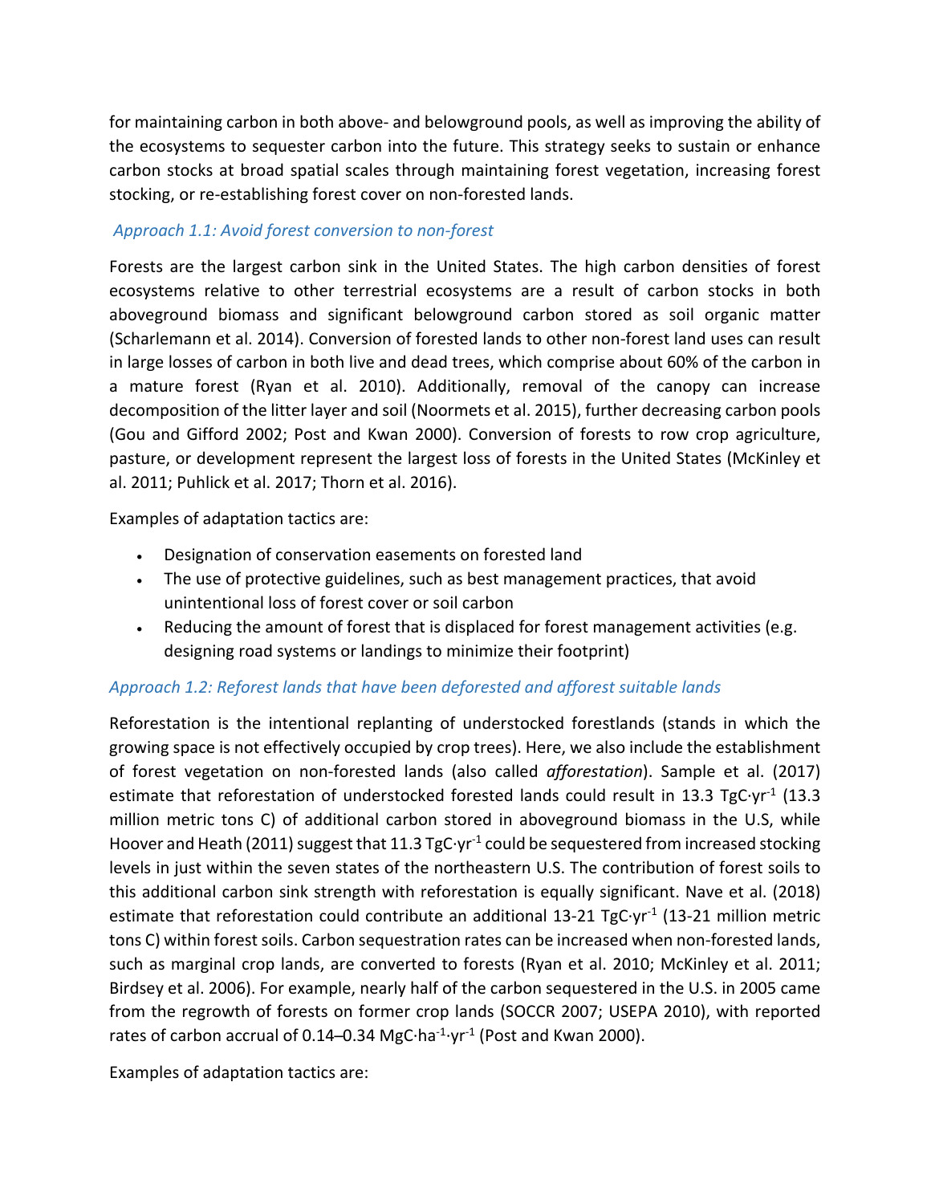for maintaining carbon in both above- and belowground pools, as well as improving the ability of the ecosystems to sequester carbon into the future. This strategy seeks to sustain or enhance carbon stocks at broad spatial scales through maintaining forest vegetation, increasing forest stocking, or re-establishing forest cover on non-forested lands.

### *Approach 1.1: Avoid forest conversion to non-forest*

Forests are the largest carbon sink in the United States. The high carbon densities of forest ecosystems relative to other terrestrial ecosystems are a result of carbon stocks in both aboveground biomass and significant belowground carbon stored as soil organic matter (Scharlemann et al. 2014). Conversion of forested lands to other non-forest land uses can result in large losses of carbon in both live and dead trees, which comprise about 60% of the carbon in a mature forest (Ryan et al. 2010). Additionally, removal of the canopy can increase decomposition of the litter layer and soil (Noormets et al. 2015), further decreasing carbon pools (Gou and Gifford 2002; Post and Kwan 2000). Conversion of forests to row crop agriculture, pasture, or development represent the largest loss of forests in the United States (McKinley et al. 2011; Puhlick et al. 2017; Thorn et al. 2016).

Examples of adaptation tactics are:

- Designation of conservation easements on forested land
- The use of protective guidelines, such as best management practices, that avoid unintentional loss of forest cover or soil carbon
- Reducing the amount of forest that is displaced for forest management activities (e.g. designing road systems or landings to minimize their footprint)

### *Approach 1.2: Reforest lands that have been deforested and afforest suitable lands*

Reforestation is the intentional replanting of understocked forestlands (stands in which the growing space is not effectively occupied by crop trees). Here, we also include the establishment of forest vegetation on non-forested lands (also called *afforestation*). Sample et al. (2017) estimate that reforestation of understocked forested lands could result in 13.3 $TgC{\cdot}yr^{-1}$ (13.3 million metric tons C) of additional carbon stored in aboveground biomass in the U.S, while Hoover and Heath (2011) suggest that 11.3 $TgC{\cdot}yr^{-1}$ could be sequestered from increased stocking levels in just within the seven states of the northeastern U.S. The contribution of forest soils to this additional carbon sink strength with reforestation is equally significant. Nave et al. (2018) estimate that reforestation could contribute an additional 13-21 $TgC{\cdot}yr^{-1}$ (13-21 million metric tons C) within forest soils. Carbon sequestration rates can be increased when non-forested lands, such as marginal crop lands, are converted to forests (Ryan et al. 2010; McKinley et al. 2011; Birdsey et al. 2006). For example, nearly half of the carbon sequestered in the U.S. in 2005 came from the regrowth of forests on former crop lands (SOCCR 2007; USEPA 2010), with reported rates of carbon accrual of 0.14–0.34 $MgC{\cdot}ha^{-1}{\cdot}yr^{-1}$ (Post and Kwan 2000).

Examples of adaptation tactics are: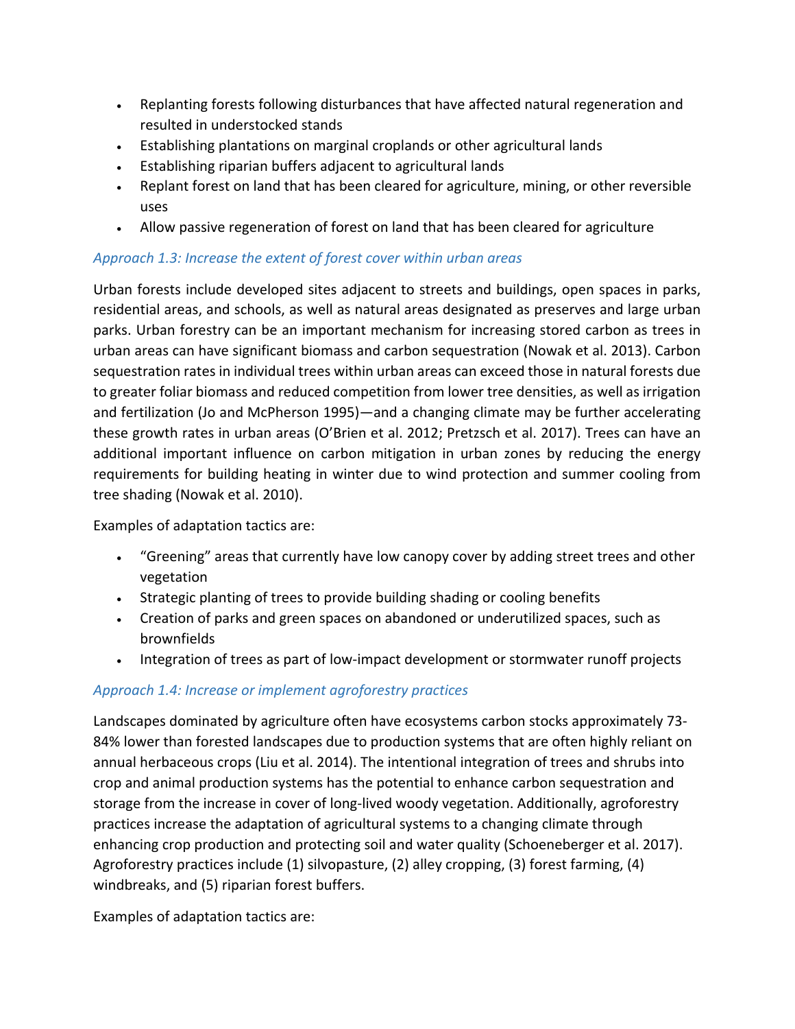- Replanting forests following disturbances that have affected natural regeneration and resulted in understocked stands
- Establishing plantations on marginal croplands or other agricultural lands
- Establishing riparian buffers adjacent to agricultural lands
- Replant forest on land that has been cleared for agriculture, mining, or other reversible uses
- Allow passive regeneration of forest on land that has been cleared for agriculture

### *Approach 1.3: Increase the extent of forest cover within urban areas*

Urban forests include developed sites adjacent to streets and buildings, open spaces in parks, residential areas, and schools, as well as natural areas designated as preserves and large urban parks. Urban forestry can be an important mechanism for increasing stored carbon as trees in urban areas can have significant biomass and carbon sequestration (Nowak et al. 2013). Carbon sequestration rates in individual trees within urban areas can exceed those in natural forests due to greater foliar biomass and reduced competition from lower tree densities, as well as irrigation and fertilization (Jo and McPherson 1995)—and a changing climate may be further accelerating these growth rates in urban areas (O'Brien et al. 2012; Pretzsch et al. 2017). Trees can have an additional important influence on carbon mitigation in urban zones by reducing the energy requirements for building heating in winter due to wind protection and summer cooling from tree shading (Nowak et al. 2010).

Examples of adaptation tactics are:

- "Greening" areas that currently have low canopy cover by adding street trees and other vegetation
- Strategic planting of trees to provide building shading or cooling benefits
- Creation of parks and green spaces on abandoned or underutilized spaces, such as brownfields
- Integration of trees as part of low-impact development or stormwater runoff projects

### *Approach 1.4: Increase or implement agroforestry practices*

Landscapes dominated by agriculture often have ecosystems carbon stocks approximately 73-84% lower than forested landscapes due to production systems that are often highly reliant on annual herbaceous crops (Liu et al. 2014). The intentional integration of trees and shrubs into crop and animal production systems has the potential to enhance carbon sequestration and storage from the increase in cover of long-lived woody vegetation. Additionally, agroforestry practices increase the adaptation of agricultural systems to a changing climate through enhancing crop production and protecting soil and water quality (Schoeneberger et al. 2017). Agroforestry practices include (1) silvopasture, (2) alley cropping, (3) forest farming, (4) windbreaks, and (5) riparian forest buffers.

Examples of adaptation tactics are: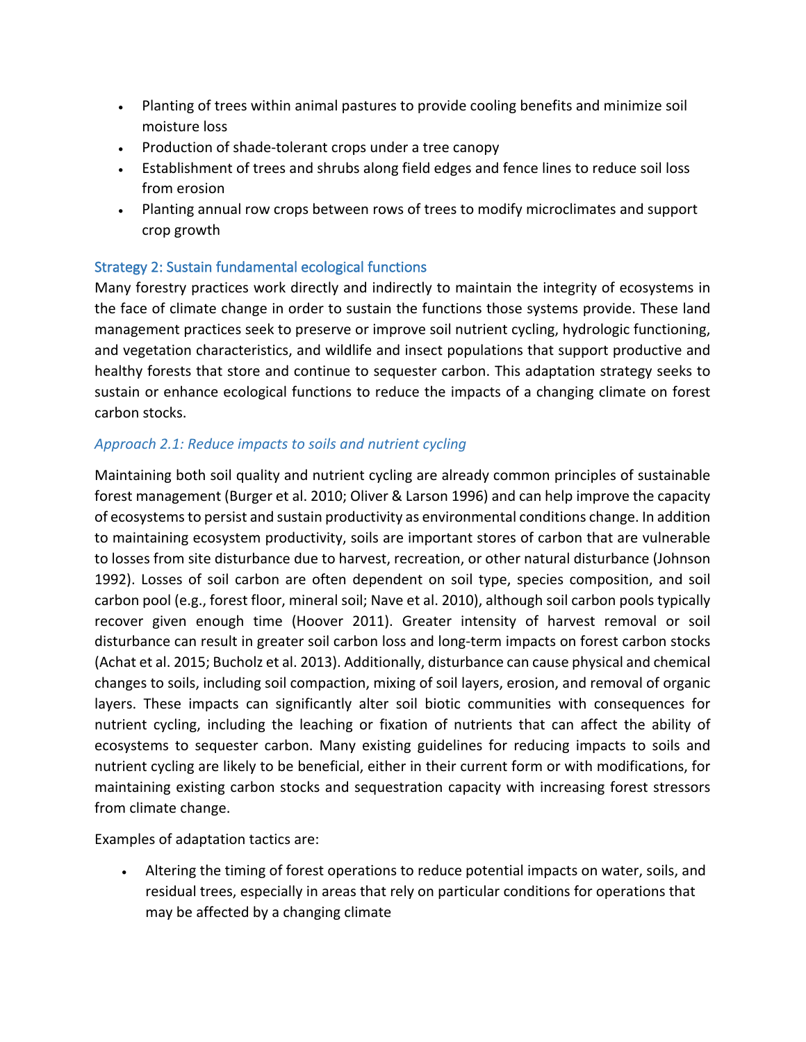- Planting of trees within animal pastures to provide cooling benefits and minimize soil moisture loss
- Production of shade-tolerant crops under a tree canopy
- Establishment of trees and shrubs along field edges and fence lines to reduce soil loss from erosion
- Planting annual row crops between rows of trees to modify microclimates and support crop growth

### Strategy 2: Sustain fundamental ecological functions

Many forestry practices work directly and indirectly to maintain the integrity of ecosystems in the face of climate change in order to sustain the functions those systems provide. These land management practices seek to preserve or improve soil nutrient cycling, hydrologic functioning, and vegetation characteristics, and wildlife and insect populations that support productive and healthy forests that store and continue to sequester carbon. This adaptation strategy seeks to sustain or enhance ecological functions to reduce the impacts of a changing climate on forest carbon stocks.

#### *Approach 2.1: Reduce impacts to soils and nutrient cycling*

Maintaining both soil quality and nutrient cycling are already common principles of sustainable forest management (Burger et al. 2010; Oliver & Larson 1996) and can help improve the capacity of ecosystems to persist and sustain productivity as environmental conditions change. In addition to maintaining ecosystem productivity, soils are important stores of carbon that are vulnerable to losses from site disturbance due to harvest, recreation, or other natural disturbance (Johnson 1992). Losses of soil carbon are often dependent on soil type, species composition, and soil carbon pool (e.g., forest floor, mineral soil; Nave et al. 2010), although soil carbon pools typically recover given enough time (Hoover 2011). Greater intensity of harvest removal or soil disturbance can result in greater soil carbon loss and long-term impacts on forest carbon stocks (Achat et al. 2015; Bucholz et al. 2013). Additionally, disturbance can cause physical and chemical changes to soils, including soil compaction, mixing of soil layers, erosion, and removal of organic layers. These impacts can significantly alter soil biotic communities with consequences for nutrient cycling, including the leaching or fixation of nutrients that can affect the ability of ecosystems to sequester carbon. Many existing guidelines for reducing impacts to soils and nutrient cycling are likely to be beneficial, either in their current form or with modifications, for maintaining existing carbon stocks and sequestration capacity with increasing forest stressors from climate change.

Examples of adaptation tactics are:

- Altering the timing of forest operations to reduce potential impacts on water, soils, and residual trees, especially in areas that rely on particular conditions for operations that may be affected by a changing climate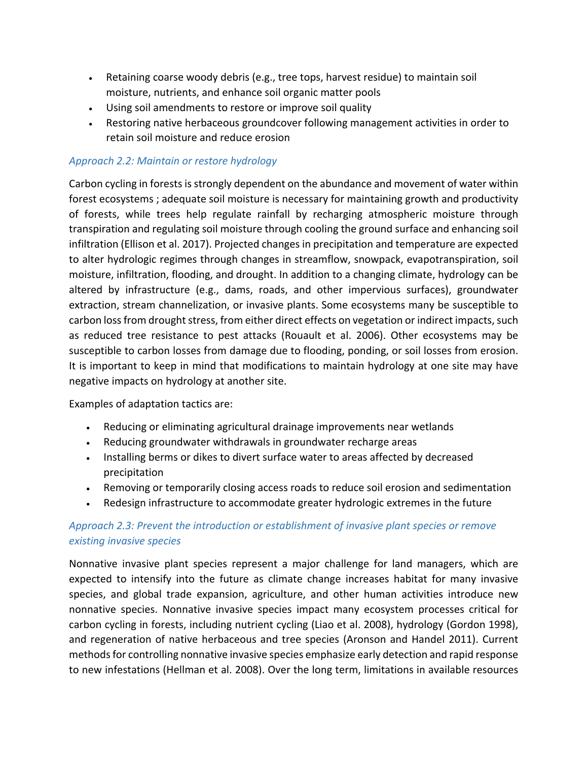- Retaining coarse woody debris (e.g., tree tops, harvest residue) to maintain soil moisture, nutrients, and enhance soil organic matter pools
- Using soil amendments to restore or improve soil quality
- Restoring native herbaceous groundcover following management activities in order to retain soil moisture and reduce erosion

### *Approach 2.2: Maintain or restore hydrology*

Carbon cycling in forests is strongly dependent on the abundance and movement of water within forest ecosystems ; adequate soil moisture is necessary for maintaining growth and productivity of forests, while trees help regulate rainfall by recharging atmospheric moisture through transpiration and regulating soil moisture through cooling the ground surface and enhancing soil infiltration (Ellison et al. 2017). Projected changes in precipitation and temperature are expected to alter hydrologic regimes through changes in streamflow, snowpack, evapotranspiration, soil moisture, infiltration, flooding, and drought. In addition to a changing climate, hydrology can be altered by infrastructure (e.g., dams, roads, and other impervious surfaces), groundwater extraction, stream channelization, or invasive plants. Some ecosystems many be susceptible to carbon loss from drought stress, from either direct effects on vegetation or indirect impacts, such as reduced tree resistance to pest attacks (Rouault et al. 2006). Other ecosystems may be susceptible to carbon losses from damage due to flooding, ponding, or soil losses from erosion. It is important to keep in mind that modifications to maintain hydrology at one site may have negative impacts on hydrology at another site.

Examples of adaptation tactics are:

- Reducing or eliminating agricultural drainage improvements near wetlands
- Reducing groundwater withdrawals in groundwater recharge areas
- Installing berms or dikes to divert surface water to areas affected by decreased precipitation
- Removing or temporarily closing access roads to reduce soil erosion and sedimentation
- Redesign infrastructure to accommodate greater hydrologic extremes in the future

### *Approach 2.3: Prevent the introduction or establishment of invasive plant species or remove existing invasive species*

Nonnative invasive plant species represent a major challenge for land managers, which are expected to intensify into the future as climate change increases habitat for many invasive species, and global trade expansion, agriculture, and other human activities introduce new nonnative species. Nonnative invasive species impact many ecosystem processes critical for carbon cycling in forests, including nutrient cycling (Liao et al. 2008), hydrology (Gordon 1998), and regeneration of native herbaceous and tree species (Aronson and Handel 2011). Current methods for controlling nonnative invasive species emphasize early detection and rapid response to new infestations (Hellman et al. 2008). Over the long term, limitations in available resources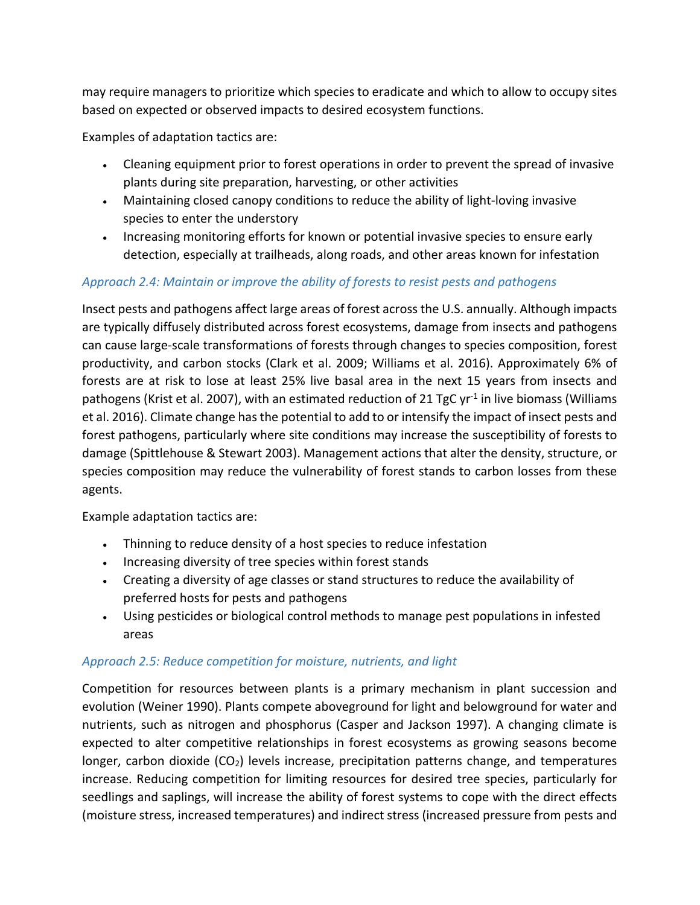may require managers to prioritize which species to eradicate and which to allow to occupy sites based on expected or observed impacts to desired ecosystem functions.

Examples of adaptation tactics are:

- Cleaning equipment prior to forest operations in order to prevent the spread of invasive plants during site preparation, harvesting, or other activities
- Maintaining closed canopy conditions to reduce the ability of light-loving invasive species to enter the understory
- Increasing monitoring efforts for known or potential invasive species to ensure early detection, especially at trailheads, along roads, and other areas known for infestation

### *Approach 2.4: Maintain or improve the ability of forests to resist pests and pathogens*

Insect pests and pathogens affect large areas of forest across the U.S. annually. Although impacts are typically diffusely distributed across forest ecosystems, damage from insects and pathogens can cause large-scale transformations of forests through changes to species composition, forest productivity, and carbon stocks (Clark et al. 2009; Williams et al. 2016). Approximately 6% of forests are at risk to lose at least 25% live basal area in the next 15 years from insects and pathogens (Krist et al. 2007), with an estimated reduction of 21 TgC $yr^{-1}$ in live biomass (Williams et al. 2016). Climate change has the potential to add to or intensify the impact of insect pests and forest pathogens, particularly where site conditions may increase the susceptibility of forests to damage (Spittlehouse & Stewart 2003). Management actions that alter the density, structure, or species composition may reduce the vulnerability of forest stands to carbon losses from these agents.

Example adaptation tactics are:

- Thinning to reduce density of a host species to reduce infestation
- Increasing diversity of tree species within forest stands
- Creating a diversity of age classes or stand structures to reduce the availability of preferred hosts for pests and pathogens
- Using pesticides or biological control methods to manage pest populations in infested areas

### *Approach 2.5: Reduce competition for moisture, nutrients, and light*

Competition for resources between plants is a primary mechanism in plant succession and evolution (Weiner 1990). Plants compete aboveground for light and belowground for water and nutrients, such as nitrogen and phosphorus (Casper and Jackson 1997). A changing climate is expected to alter competitive relationships in forest ecosystems as growing seasons become longer, carbon dioxide ($CO_2$) levels increase, precipitation patterns change, and temperatures increase. Reducing competition for limiting resources for desired tree species, particularly for seedlings and saplings, will increase the ability of forest systems to cope with the direct effects (moisture stress, increased temperatures) and indirect stress (increased pressure from pests and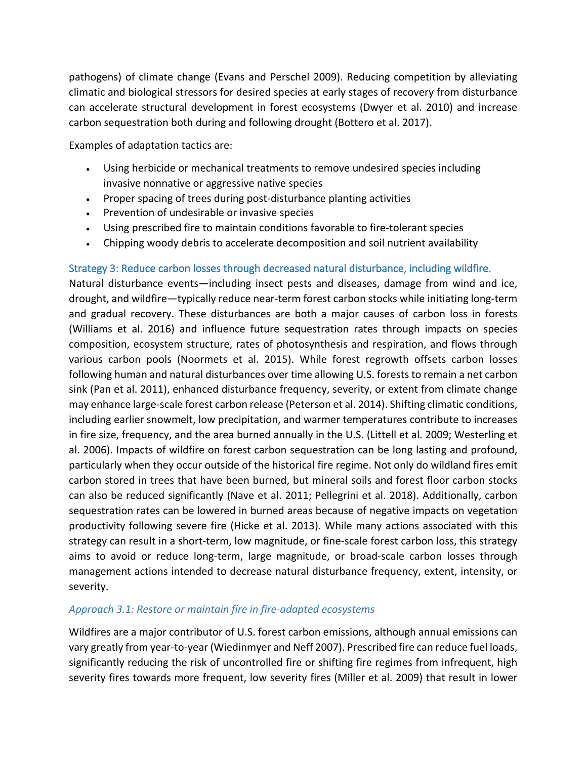pathogens) of climate change (Evans and Perschel 2009). Reducing competition by alleviating climatic and biological stressors for desired species at early stages of recovery from disturbance can accelerate structural development in forest ecosystems (Dwyer et al. 2010) and increase carbon sequestration both during and following drought (Bottero et al. 2017).

Examples of adaptation tactics are:

- Using herbicide or mechanical treatments to remove undesired species including invasive nonnative or aggressive native species
- Proper spacing of trees during post-disturbance planting activities
- Prevention of undesirable or invasive species
- Using prescribed fire to maintain conditions favorable to fire-tolerant species
- Chipping woody debris to accelerate decomposition and soil nutrient availability

### Strategy 3: Reduce carbon losses through decreased natural disturbance, including wildfire.

Natural disturbance events—including insect pests and diseases, damage from wind and ice, drought, and wildfire—typically reduce near-term forest carbon stocks while initiating long-term and gradual recovery. These disturbances are both a major causes of carbon loss in forests (Williams et al. 2016) and influence future sequestration rates through impacts on species composition, ecosystem structure, rates of photosynthesis and respiration, and flows through various carbon pools (Noormets et al. 2015). While forest regrowth offsets carbon losses following human and natural disturbances over time allowing U.S. forests to remain a net carbon sink (Pan et al. 2011), enhanced disturbance frequency, severity, or extent from climate change may enhance large-scale forest carbon release (Peterson et al. 2014). Shifting climatic conditions, including earlier snowmelt, low precipitation, and warmer temperatures contribute to increases in fire size, frequency, and the area burned annually in the U.S. (Littell et al. 2009; Westerling et al. 2006). Impacts of wildfire on forest carbon sequestration can be long lasting and profound, particularly when they occur outside of the historical fire regime. Not only do wildland fires emit carbon stored in trees that have been burned, but mineral soils and forest floor carbon stocks can also be reduced significantly (Nave et al. 2011; Pellegrini et al. 2018). Additionally, carbon sequestration rates can be lowered in burned areas because of negative impacts on vegetation productivity following severe fire (Hicke et al. 2013). While many actions associated with this strategy can result in a short-term, low magnitude, or fine-scale forest carbon loss, this strategy aims to avoid or reduce long-term, large magnitude, or broad-scale carbon losses through management actions intended to decrease natural disturbance frequency, extent, intensity, or severity.

#### *Approach 3.1: Restore or maintain fire in fire-adapted ecosystems*

Wildfires are a major contributor of U.S. forest carbon emissions, although annual emissions can vary greatly from year-to-year (Wiedinmyer and Neff 2007). Prescribed fire can reduce fuel loads, significantly reducing the risk of uncontrolled fire or shifting fire regimes from infrequent, high severity fires towards more frequent, low severity fires (Miller et al. 2009) that result in lower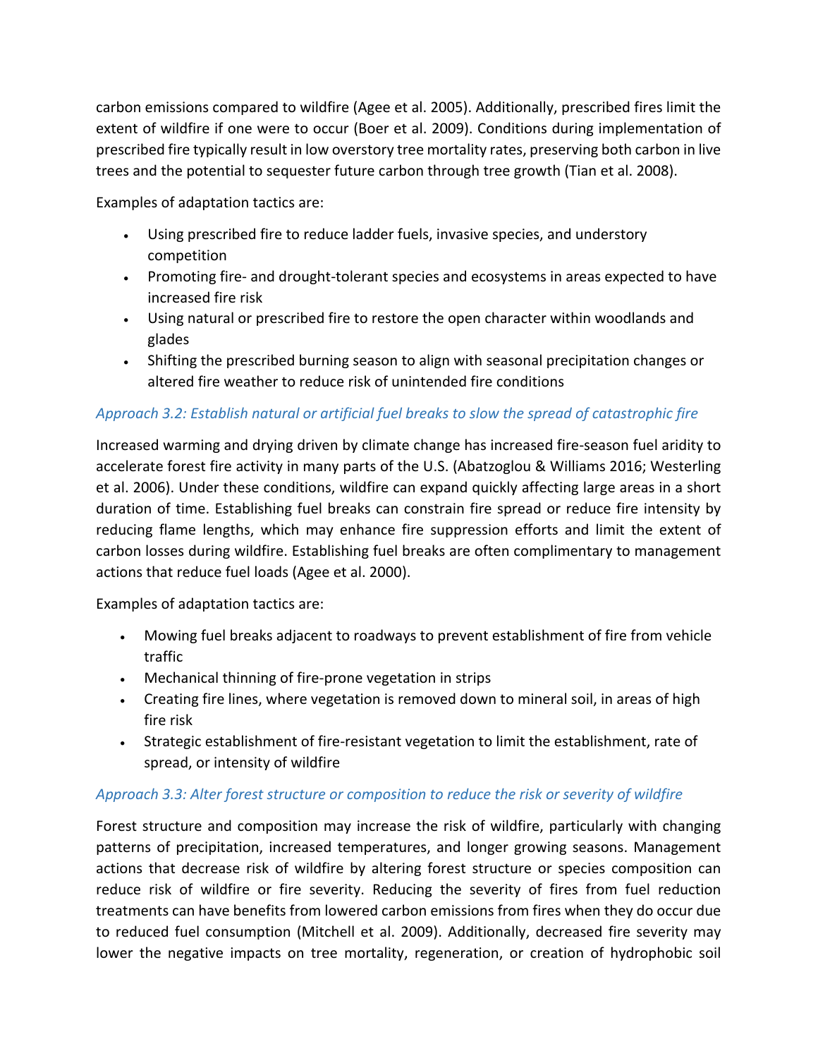carbon emissions compared to wildfire (Agee et al. 2005). Additionally, prescribed fires limit the extent of wildfire if one were to occur (Boer et al. 2009). Conditions during implementation of prescribed fire typically result in low overstory tree mortality rates, preserving both carbon in live trees and the potential to sequester future carbon through tree growth (Tian et al. 2008).

Examples of adaptation tactics are:

- Using prescribed fire to reduce ladder fuels, invasive species, and understory competition
- Promoting fire- and drought-tolerant species and ecosystems in areas expected to have increased fire risk
- Using natural or prescribed fire to restore the open character within woodlands and glades
- Shifting the prescribed burning season to align with seasonal precipitation changes or altered fire weather to reduce risk of unintended fire conditions

### *Approach 3.2: Establish natural or artificial fuel breaks to slow the spread of catastrophic fire*

Increased warming and drying driven by climate change has increased fire-season fuel aridity to accelerate forest fire activity in many parts of the U.S. (Abatzoglou & Williams 2016; Westerling et al. 2006). Under these conditions, wildfire can expand quickly affecting large areas in a short duration of time. Establishing fuel breaks can constrain fire spread or reduce fire intensity by reducing flame lengths, which may enhance fire suppression efforts and limit the extent of carbon losses during wildfire. Establishing fuel breaks are often complimentary to management actions that reduce fuel loads (Agee et al. 2000).

Examples of adaptation tactics are:

- Mowing fuel breaks adjacent to roadways to prevent establishment of fire from vehicle traffic
- Mechanical thinning of fire-prone vegetation in strips
- Creating fire lines, where vegetation is removed down to mineral soil, in areas of high fire risk
- Strategic establishment of fire-resistant vegetation to limit the establishment, rate of spread, or intensity of wildfire

### *Approach 3.3: Alter forest structure or composition to reduce the risk or severity of wildfire*

Forest structure and composition may increase the risk of wildfire, particularly with changing patterns of precipitation, increased temperatures, and longer growing seasons. Management actions that decrease risk of wildfire by altering forest structure or species composition can reduce risk of wildfire or fire severity. Reducing the severity of fires from fuel reduction treatments can have benefits from lowered carbon emissions from fires when they do occur due to reduced fuel consumption (Mitchell et al. 2009). Additionally, decreased fire severity may lower the negative impacts on tree mortality, regeneration, or creation of hydrophobic soil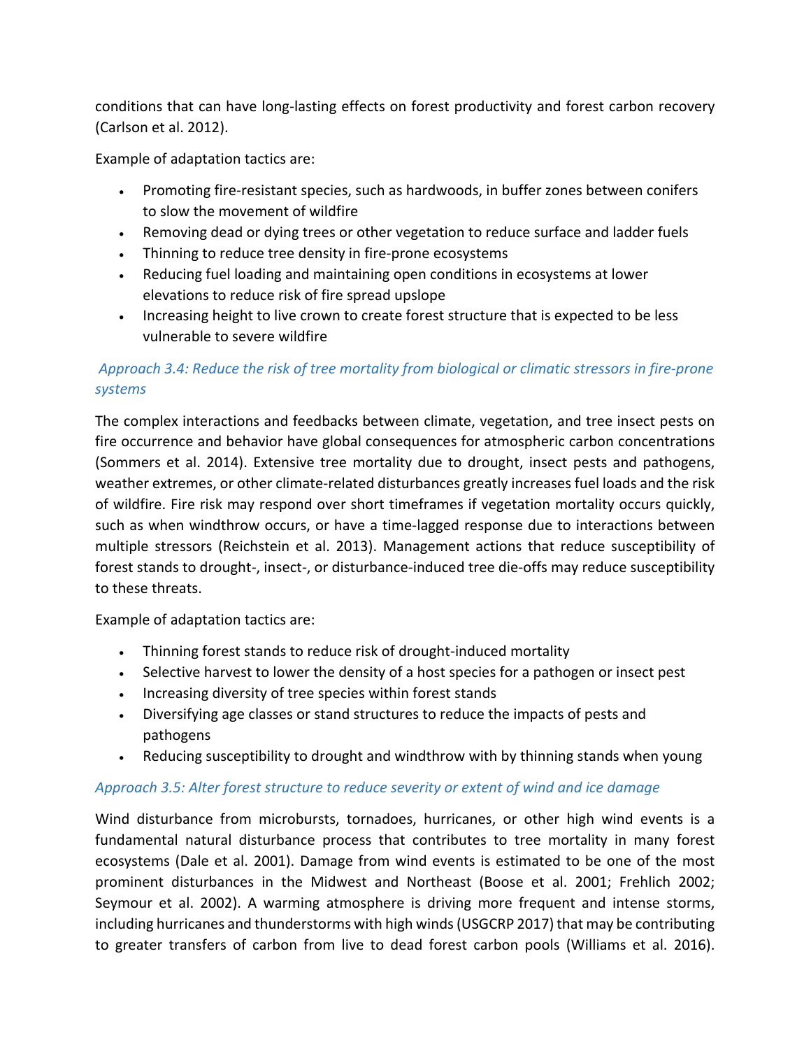conditions that can have long-lasting effects on forest productivity and forest carbon recovery (Carlson et al. 2012).

Example of adaptation tactics are:

- Promoting fire-resistant species, such as hardwoods, in buffer zones between conifers to slow the movement of wildfire
- Removing dead or dying trees or other vegetation to reduce surface and ladder fuels
- Thinning to reduce tree density in fire-prone ecosystems
- Reducing fuel loading and maintaining open conditions in ecosystems at lower elevations to reduce risk of fire spread upslope
- Increasing height to live crown to create forest structure that is expected to be less vulnerable to severe wildfire

### *Approach 3.4: Reduce the risk of tree mortality from biological or climatic stressors in fire-prone systems*

The complex interactions and feedbacks between climate, vegetation, and tree insect pests on fire occurrence and behavior have global consequences for atmospheric carbon concentrations (Sommers et al. 2014). Extensive tree mortality due to drought, insect pests and pathogens, weather extremes, or other climate-related disturbances greatly increases fuel loads and the risk of wildfire. Fire risk may respond over short timeframes if vegetation mortality occurs quickly, such as when windthrow occurs, or have a time-lagged response due to interactions between multiple stressors (Reichstein et al. 2013). Management actions that reduce susceptibility of forest stands to drought-, insect-, or disturbance-induced tree die-offs may reduce susceptibility to these threats.

Example of adaptation tactics are:

- Thinning forest stands to reduce risk of drought-induced mortality
- Selective harvest to lower the density of a host species for a pathogen or insect pest
- Increasing diversity of tree species within forest stands
- Diversifying age classes or stand structures to reduce the impacts of pests and pathogens
- Reducing susceptibility to drought and windthrow with by thinning stands when young

### *Approach 3.5: Alter forest structure to reduce severity or extent of wind and ice damage*

Wind disturbance from microbursts, tornadoes, hurricanes, or other high wind events is a fundamental natural disturbance process that contributes to tree mortality in many forest ecosystems (Dale et al. 2001). Damage from wind events is estimated to be one of the most prominent disturbances in the Midwest and Northeast (Boose et al. 2001; Frehlich 2002; Seymour et al. 2002). A warming atmosphere is driving more frequent and intense storms, including hurricanes and thunderstorms with high winds (USGCRP 2017) that may be contributing to greater transfers of carbon from live to dead forest carbon pools (Williams et al. 2016).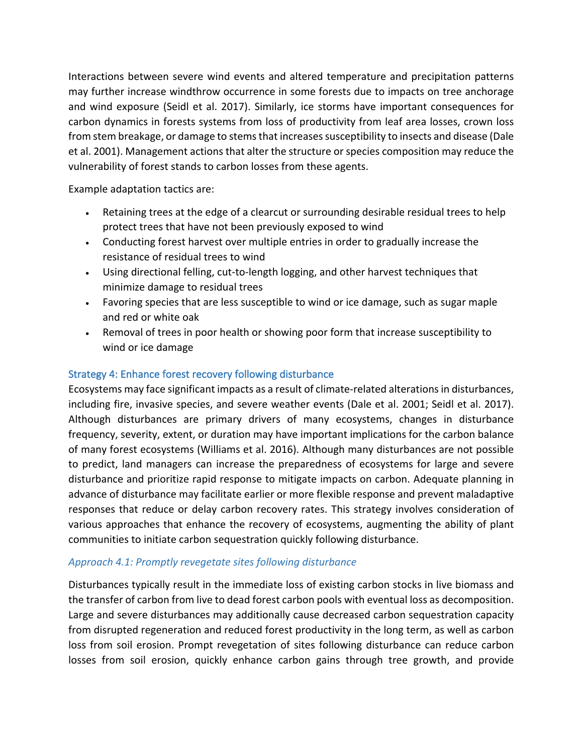Interactions between severe wind events and altered temperature and precipitation patterns may further increase windthrow occurrence in some forests due to impacts on tree anchorage and wind exposure (Seidl et al. 2017). Similarly, ice storms have important consequences for carbon dynamics in forests systems from loss of productivity from leaf area losses, crown loss from stem breakage, or damage to stems that increases susceptibility to insects and disease (Dale et al. 2001). Management actions that alter the structure or species composition may reduce the vulnerability of forest stands to carbon losses from these agents.

Example adaptation tactics are:

- Retaining trees at the edge of a clearcut or surrounding desirable residual trees to help protect trees that have not been previously exposed to wind
- Conducting forest harvest over multiple entries in order to gradually increase the resistance of residual trees to wind
- Using directional felling, cut-to-length logging, and other harvest techniques that minimize damage to residual trees
- Favoring species that are less susceptible to wind or ice damage, such as sugar maple and red or white oak
- Removal of trees in poor health or showing poor form that increase susceptibility to wind or ice damage

## Strategy 4: Enhance forest recovery following disturbance

Ecosystems may face significant impacts as a result of climate-related alterations in disturbances, including fire, invasive species, and severe weather events (Dale et al. 2001; Seidl et al. 2017). Although disturbances are primary drivers of many ecosystems, changes in disturbance frequency, severity, extent, or duration may have important implications for the carbon balance of many forest ecosystems (Williams et al. 2016). Although many disturbances are not possible to predict, land managers can increase the preparedness of ecosystems for large and severe disturbance and prioritize rapid response to mitigate impacts on carbon. Adequate planning in advance of disturbance may facilitate earlier or more flexible response and prevent maladaptive responses that reduce or delay carbon recovery rates. This strategy involves consideration of various approaches that enhance the recovery of ecosystems, augmenting the ability of plant communities to initiate carbon sequestration quickly following disturbance.

### *Approach 4.1: Promptly revegetate sites following disturbance*

Disturbances typically result in the immediate loss of existing carbon stocks in live biomass and the transfer of carbon from live to dead forest carbon pools with eventual loss as decomposition. Large and severe disturbances may additionally cause decreased carbon sequestration capacity from disrupted regeneration and reduced forest productivity in the long term, as well as carbon loss from soil erosion. Prompt revegetation of sites following disturbance can reduce carbon losses from soil erosion, quickly enhance carbon gains through tree growth, and provide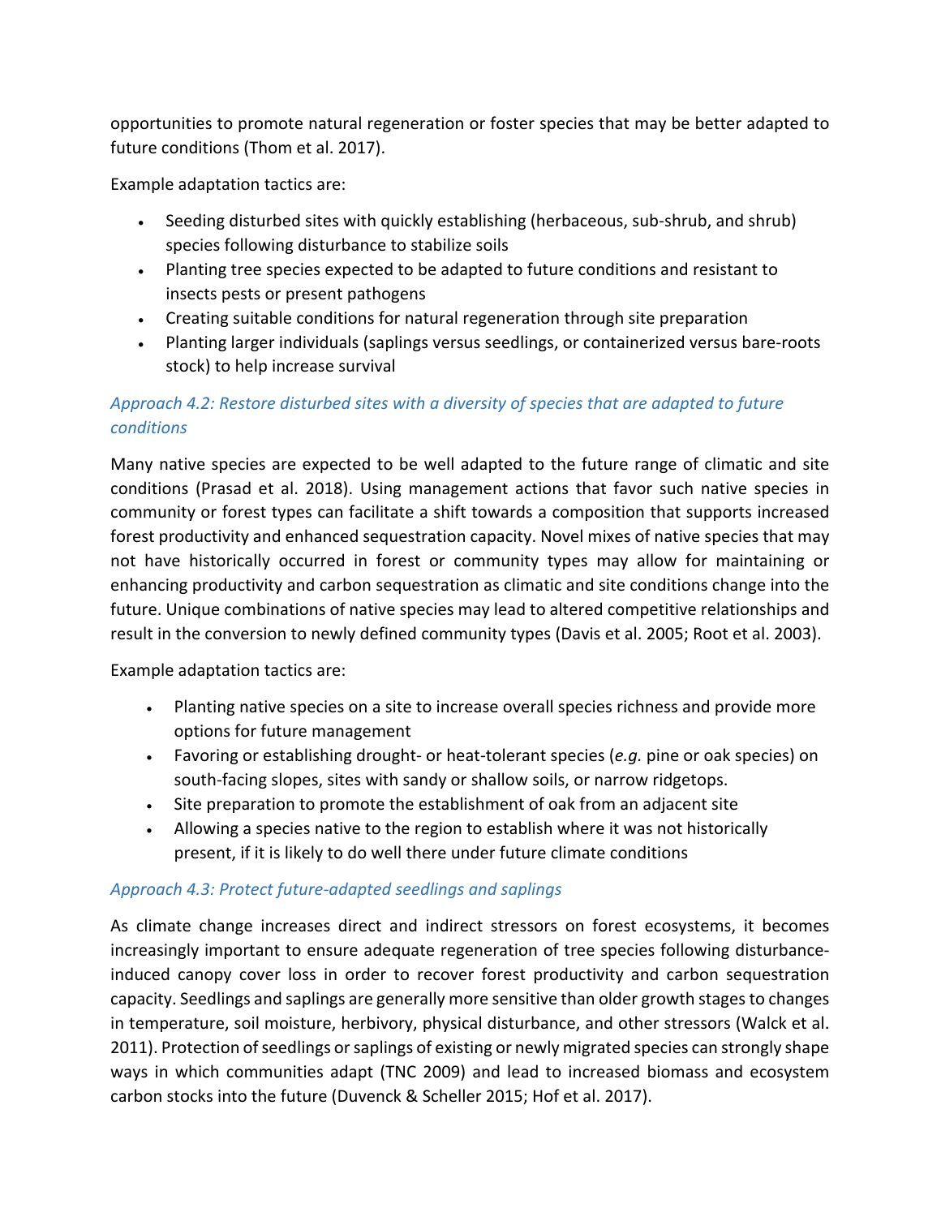opportunities to promote natural regeneration or foster species that may be better adapted to future conditions (Thom et al. 2017).

Example adaptation tactics are:

- Seeding disturbed sites with quickly establishing (herbaceous, sub-shrub, and shrub) species following disturbance to stabilize soils
- Planting tree species expected to be adapted to future conditions and resistant to insects pests or present pathogens
- Creating suitable conditions for natural regeneration through site preparation
- Planting larger individuals (saplings versus seedlings, or containerized versus bare-roots stock) to help increase survival

### *Approach 4.2: Restore disturbed sites with a diversity of species that are adapted to future conditions*

Many native species are expected to be well adapted to the future range of climatic and site conditions (Prasad et al. 2018). Using management actions that favor such native species in community or forest types can facilitate a shift towards a composition that supports increased forest productivity and enhanced sequestration capacity. Novel mixes of native species that may not have historically occurred in forest or community types may allow for maintaining or enhancing productivity and carbon sequestration as climatic and site conditions change into the future. Unique combinations of native species may lead to altered competitive relationships and result in the conversion to newly defined community types (Davis et al. 2005; Root et al. 2003).

Example adaptation tactics are:

- Planting native species on a site to increase overall species richness and provide more options for future management
- Favoring or establishing drought- or heat-tolerant species (*e.g.* pine or oak species) on south-facing slopes, sites with sandy or shallow soils, or narrow ridgetops.
- Site preparation to promote the establishment of oak from an adjacent site
- Allowing a species native to the region to establish where it was not historically present, if it is likely to do well there under future climate conditions

### *Approach 4.3: Protect future-adapted seedlings and saplings*

As climate change increases direct and indirect stressors on forest ecosystems, it becomes increasingly important to ensure adequate regeneration of tree species following disturbance-induced canopy cover loss in order to recover forest productivity and carbon sequestration capacity. Seedlings and saplings are generally more sensitive than older growth stages to changes in temperature, soil moisture, herbivory, physical disturbance, and other stressors (Walck et al. 2011). Protection of seedlings or saplings of existing or newly migrated species can strongly shape ways in which communities adapt (TNC 2009) and lead to increased biomass and ecosystem carbon stocks into the future (Duvenck & Scheller 2015; Hof et al. 2017).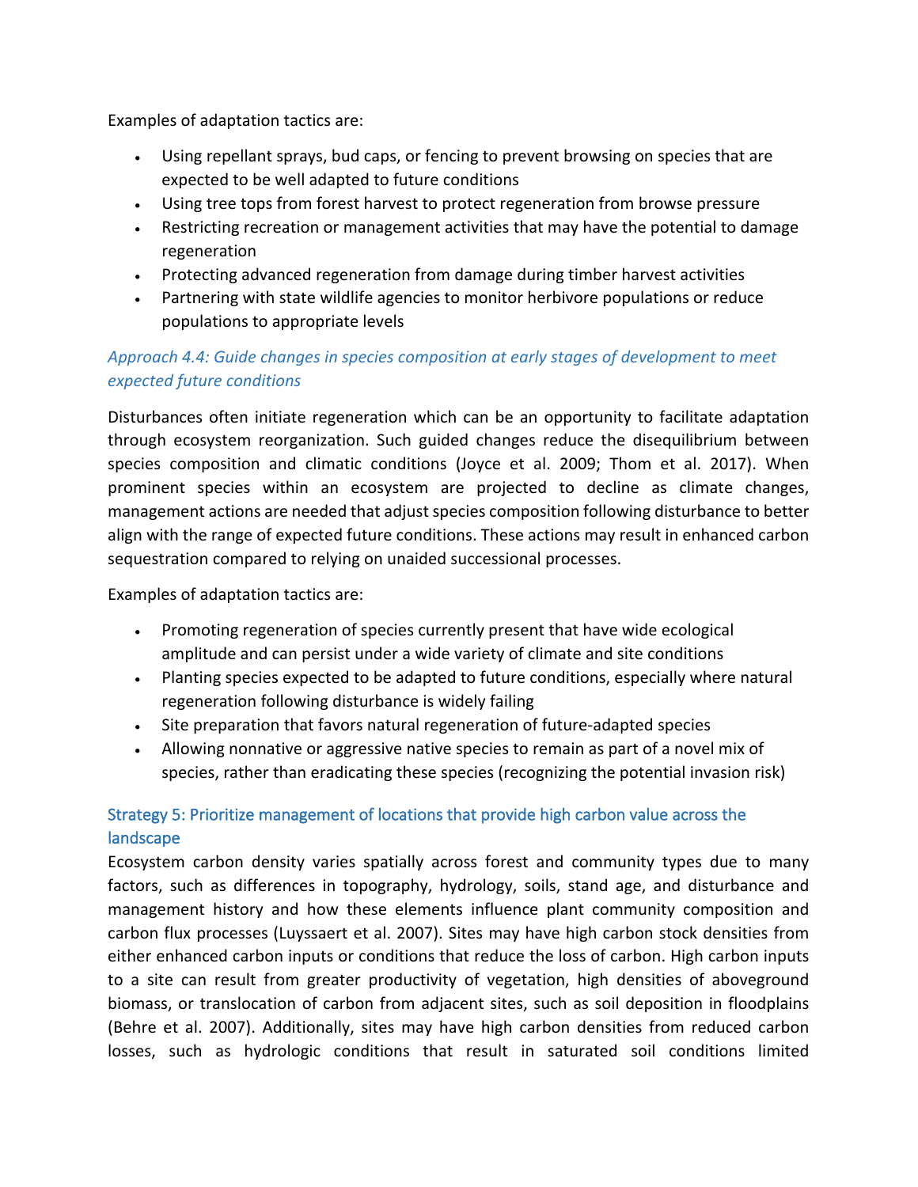Examples of adaptation tactics are:

- Using repellant sprays, bud caps, or fencing to prevent browsing on species that are expected to be well adapted to future conditions
- Using tree tops from forest harvest to protect regeneration from browse pressure
- Restricting recreation or management activities that may have the potential to damage regeneration
- Protecting advanced regeneration from damage during timber harvest activities
- Partnering with state wildlife agencies to monitor herbivore populations or reduce populations to appropriate levels

### *Approach 4.4: Guide changes in species composition at early stages of development to meet expected future conditions*

Disturbances often initiate regeneration which can be an opportunity to facilitate adaptation through ecosystem reorganization. Such guided changes reduce the disequilibrium between species composition and climatic conditions (Joyce et al. 2009; Thom et al. 2017). When prominent species within an ecosystem are projected to decline as climate changes, management actions are needed that adjust species composition following disturbance to better align with the range of expected future conditions. These actions may result in enhanced carbon sequestration compared to relying on unaided successional processes.

Examples of adaptation tactics are:

- Promoting regeneration of species currently present that have wide ecological amplitude and can persist under a wide variety of climate and site conditions
- Planting species expected to be adapted to future conditions, especially where natural regeneration following disturbance is widely failing
- Site preparation that favors natural regeneration of future-adapted species
- Allowing nonnative or aggressive native species to remain as part of a novel mix of species, rather than eradicating these species (recognizing the potential invasion risk)

## Strategy 5: Prioritize management of locations that provide high carbon value across the landscape

Ecosystem carbon density varies spatially across forest and community types due to many factors, such as differences in topography, hydrology, soils, stand age, and disturbance and management history and how these elements influence plant community composition and carbon flux processes (Luyssaert et al. 2007). Sites may have high carbon stock densities from either enhanced carbon inputs or conditions that reduce the loss of carbon. High carbon inputs to a site can result from greater productivity of vegetation, high densities of aboveground biomass, or translocation of carbon from adjacent sites, such as soil deposition in floodplains (Behre et al. 2007). Additionally, sites may have high carbon densities from reduced carbon losses, such as hydrologic conditions that result in saturated soil conditions limited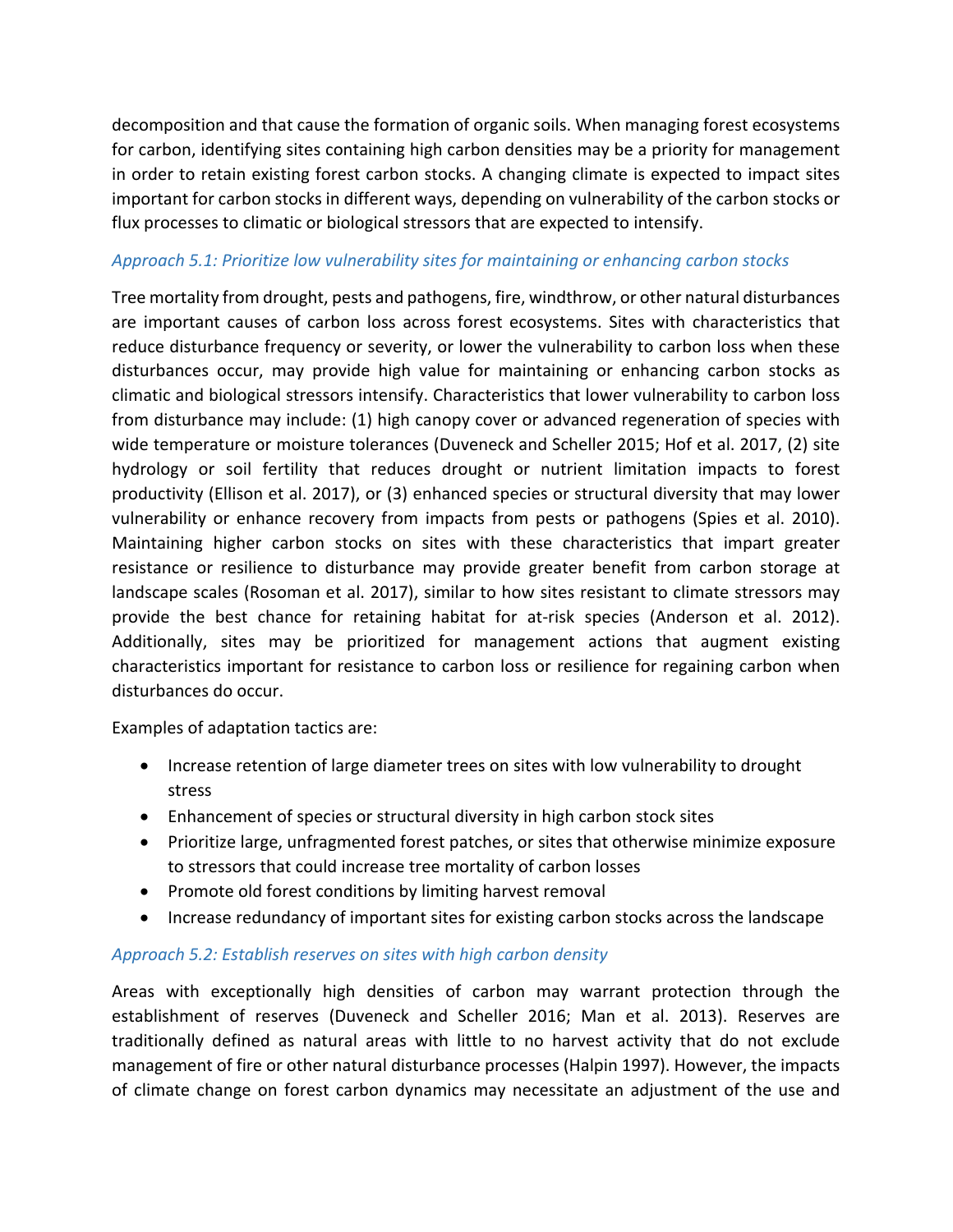decomposition and that cause the formation of organic soils. When managing forest ecosystems for carbon, identifying sites containing high carbon densities may be a priority for management in order to retain existing forest carbon stocks. A changing climate is expected to impact sites important for carbon stocks in different ways, depending on vulnerability of the carbon stocks or flux processes to climatic or biological stressors that are expected to intensify.

### *Approach 5.1: Prioritize low vulnerability sites for maintaining or enhancing carbon stocks*

Tree mortality from drought, pests and pathogens, fire, windthrow, or other natural disturbances are important causes of carbon loss across forest ecosystems. Sites with characteristics that reduce disturbance frequency or severity, or lower the vulnerability to carbon loss when these disturbances occur, may provide high value for maintaining or enhancing carbon stocks as climatic and biological stressors intensify. Characteristics that lower vulnerability to carbon loss from disturbance may include: (1) high canopy cover or advanced regeneration of species with wide temperature or moisture tolerances (Duveneck and Scheller 2015; Hof et al. 2017, (2) site hydrology or soil fertility that reduces drought or nutrient limitation impacts to forest productivity (Ellison et al. 2017), or (3) enhanced species or structural diversity that may lower vulnerability or enhance recovery from impacts from pests or pathogens (Spies et al. 2010). Maintaining higher carbon stocks on sites with these characteristics that impart greater resistance or resilience to disturbance may provide greater benefit from carbon storage at landscape scales (Rosoman et al. 2017), similar to how sites resistant to climate stressors may provide the best chance for retaining habitat for at-risk species (Anderson et al. 2012). Additionally, sites may be prioritized for management actions that augment existing characteristics important for resistance to carbon loss or resilience for regaining carbon when disturbances do occur.

Examples of adaptation tactics are:

- Increase retention of large diameter trees on sites with low vulnerability to drought stress
- Enhancement of species or structural diversity in high carbon stock sites
- Prioritize large, unfragmented forest patches, or sites that otherwise minimize exposure to stressors that could increase tree mortality of carbon losses
- Promote old forest conditions by limiting harvest removal
- Increase redundancy of important sites for existing carbon stocks across the landscape

### *Approach 5.2: Establish reserves on sites with high carbon density*

Areas with exceptionally high densities of carbon may warrant protection through the establishment of reserves (Duveneck and Scheller 2016; Man et al. 2013). Reserves are traditionally defined as natural areas with little to no harvest activity that do not exclude management of fire or other natural disturbance processes (Halpin 1997). However, the impacts of climate change on forest carbon dynamics may necessitate an adjustment of the use and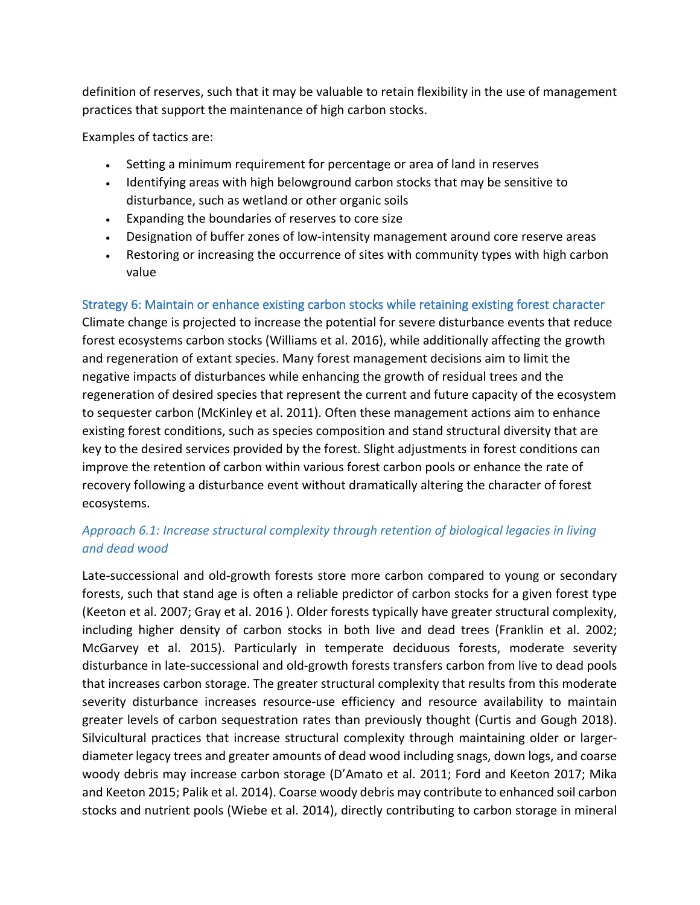definition of reserves, such that it may be valuable to retain flexibility in the use of management practices that support the maintenance of high carbon stocks.

Examples of tactics are:

- Setting a minimum requirement for percentage or area of land in reserves
- Identifying areas with high belowground carbon stocks that may be sensitive to disturbance, such as wetland or other organic soils
- Expanding the boundaries of reserves to core size
- Designation of buffer zones of low-intensity management around core reserve areas
- Restoring or increasing the occurrence of sites with community types with high carbon value

### Strategy 6: Maintain or enhance existing carbon stocks while retaining existing forest character

Climate change is projected to increase the potential for severe disturbance events that reduce forest ecosystems carbon stocks (Williams et al. 2016), while additionally affecting the growth and regeneration of extant species. Many forest management decisions aim to limit the negative impacts of disturbances while enhancing the growth of residual trees and the regeneration of desired species that represent the current and future capacity of the ecosystem to sequester carbon (McKinley et al. 2011). Often these management actions aim to enhance existing forest conditions, such as species composition and stand structural diversity that are key to the desired services provided by the forest. Slight adjustments in forest conditions can improve the retention of carbon within various forest carbon pools or enhance the rate of recovery following a disturbance event without dramatically altering the character of forest ecosystems.

#### *Approach 6.1: Increase structural complexity through retention of biological legacies in living and dead wood*

Late-successional and old-growth forests store more carbon compared to young or secondary forests, such that stand age is often a reliable predictor of carbon stocks for a given forest type (Keeton et al. 2007; Gray et al. 2016 ). Older forests typically have greater structural complexity, including higher density of carbon stocks in both live and dead trees (Franklin et al. 2002; McGarvey et al. 2015). Particularly in temperate deciduous forests, moderate severity disturbance in late-successional and old-growth forests transfers carbon from live to dead pools that increases carbon storage. The greater structural complexity that results from this moderate severity disturbance increases resource-use efficiency and resource availability to maintain greater levels of carbon sequestration rates than previously thought (Curtis and Gough 2018). Silvicultural practices that increase structural complexity through maintaining older or larger-diameter legacy trees and greater amounts of dead wood including snags, down logs, and coarse woody debris may increase carbon storage (D'Amato et al. 2011; Ford and Keeton 2017; Mika and Keeton 2015; Palik et al. 2014). Coarse woody debris may contribute to enhanced soil carbon stocks and nutrient pools (Wiebe et al. 2014), directly contributing to carbon storage in mineral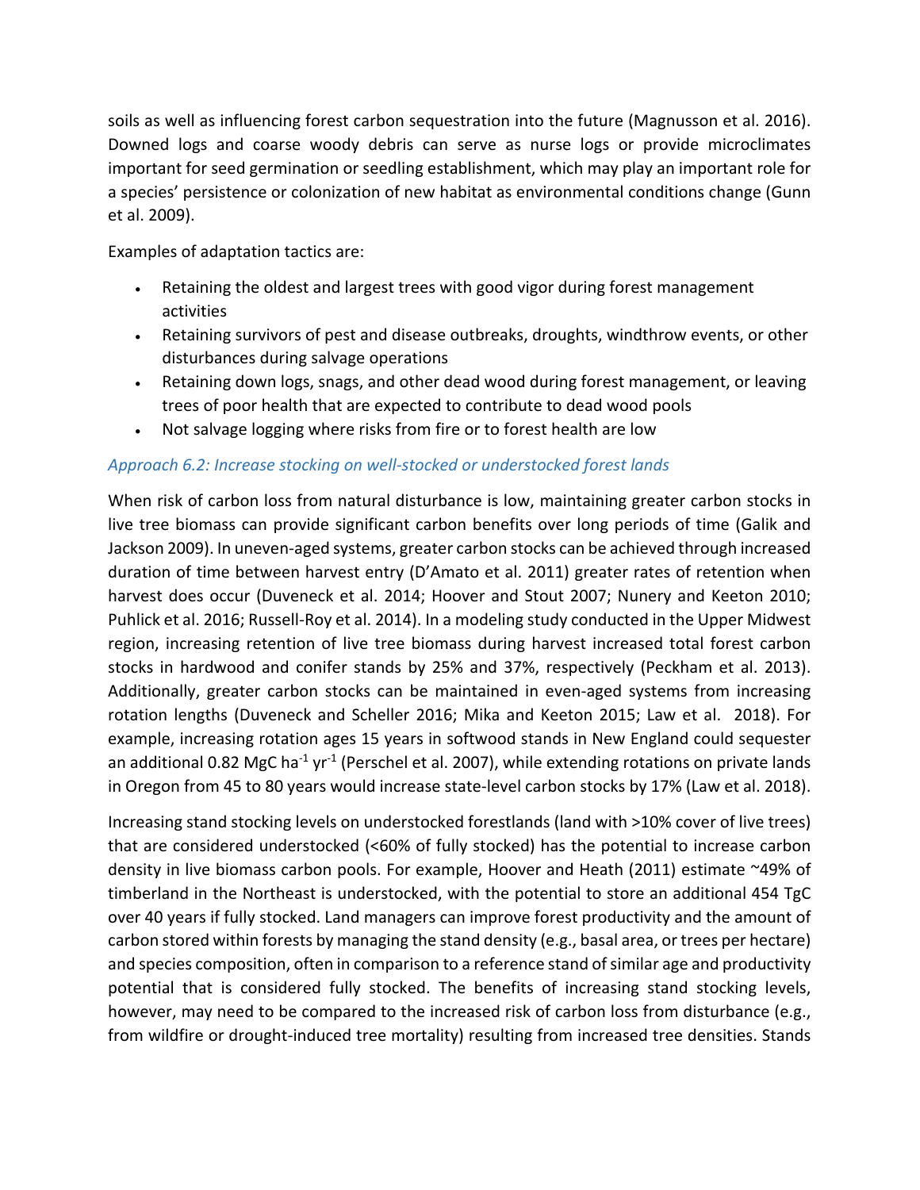soils as well as influencing forest carbon sequestration into the future (Magnusson et al. 2016). Downed logs and coarse woody debris can serve as nurse logs or provide microclimates important for seed germination or seedling establishment, which may play an important role for a species' persistence or colonization of new habitat as environmental conditions change (Gunn et al. 2009).

Examples of adaptation tactics are:

- Retaining the oldest and largest trees with good vigor during forest management activities
- Retaining survivors of pest and disease outbreaks, droughts, windthrow events, or other disturbances during salvage operations
- Retaining down logs, snags, and other dead wood during forest management, or leaving trees of poor health that are expected to contribute to dead wood pools
- Not salvage logging where risks from fire or to forest health are low

*Approach 6.2: Increase stocking on well-stocked or understocked forest lands*

When risk of carbon loss from natural disturbance is low, maintaining greater carbon stocks in live tree biomass can provide significant carbon benefits over long periods of time (Galik and Jackson 2009). In uneven-aged systems, greater carbon stocks can be achieved through increased duration of time between harvest entry (D'Amato et al. 2011) greater rates of retention when harvest does occur (Duveneck et al. 2014; Hoover and Stout 2007; Nunery and Keeton 2010; Puhlick et al. 2016; Russell-Roy et al. 2014). In a modeling study conducted in the Upper Midwest region, increasing retention of live tree biomass during harvest increased total forest carbon stocks in hardwood and conifer stands by 25% and 37%, respectively (Peckham et al. 2013). Additionally, greater carbon stocks can be maintained in even-aged systems from increasing rotation lengths (Duveneck and Scheller 2016; Mika and Keeton 2015; Law et al. 2018). For example, increasing rotation ages 15 years in softwood stands in New England could sequester an additional 0.82 MgC $ha^{-1}$ $yr^{-1}$ (Perschel et al. 2007), while extending rotations on private lands in Oregon from 45 to 80 years would increase state-level carbon stocks by 17% (Law et al. 2018).

Increasing stand stocking levels on understocked forestlands (land with >10% cover of live trees) that are considered understocked (<60% of fully stocked) has the potential to increase carbon density in live biomass carbon pools. For example, Hoover and Heath (2011) estimate ~49% of timberland in the Northeast is understocked, with the potential to store an additional 454 TgC over 40 years if fully stocked. Land managers can improve forest productivity and the amount of carbon stored within forests by managing the stand density (e.g., basal area, or trees per hectare) and species composition, often in comparison to a reference stand of similar age and productivity potential that is considered fully stocked. The benefits of increasing stand stocking levels, however, may need to be compared to the increased risk of carbon loss from disturbance (e.g., from wildfire or drought-induced tree mortality) resulting from increased tree densities. Stands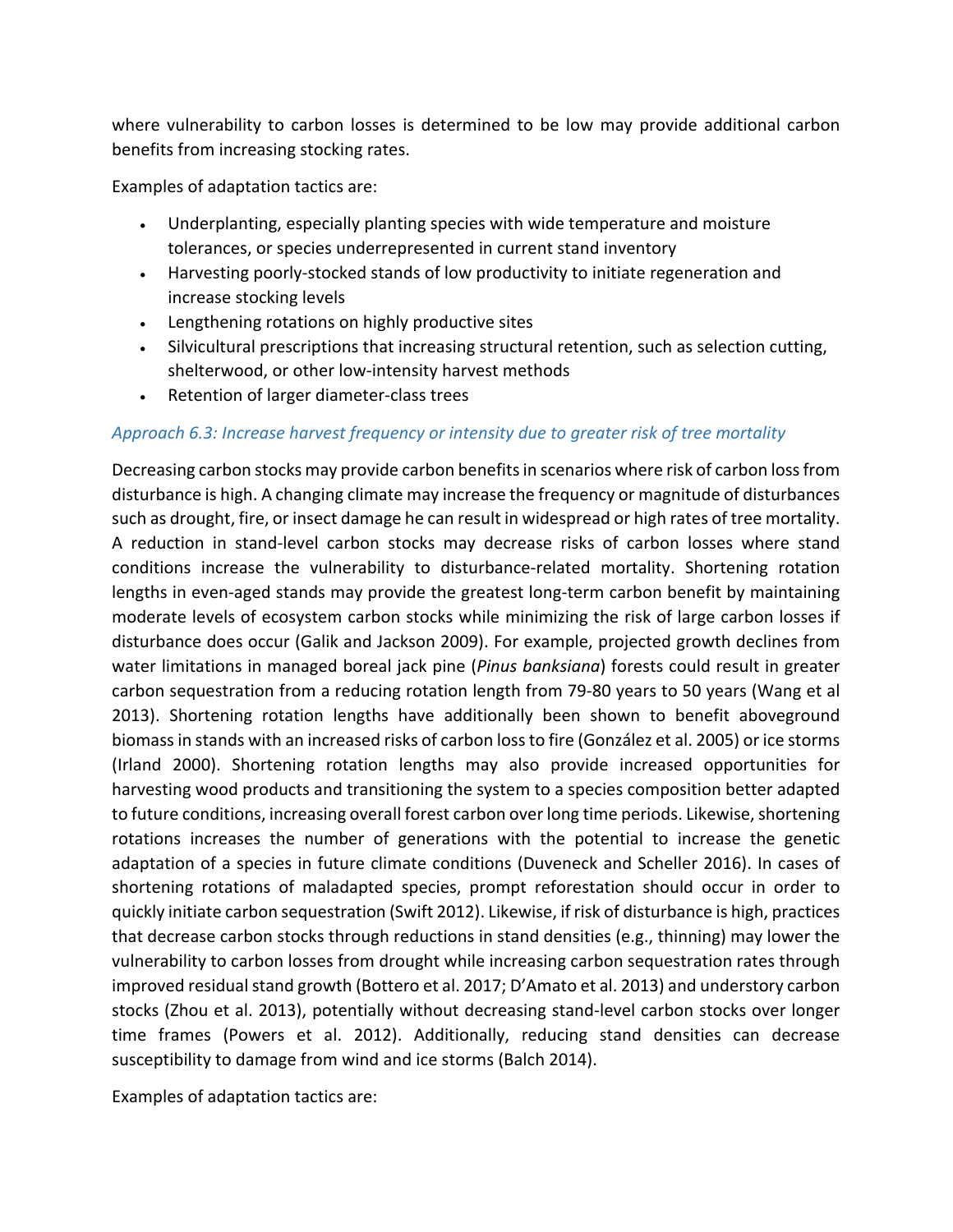where vulnerability to carbon losses is determined to be low may provide additional carbon benefits from increasing stocking rates.

Examples of adaptation tactics are:

- Underplanting, especially planting species with wide temperature and moisture tolerances, or species underrepresented in current stand inventory
- Harvesting poorly-stocked stands of low productivity to initiate regeneration and increase stocking levels
- Lengthening rotations on highly productive sites
- Silvicultural prescriptions that increasing structural retention, such as selection cutting, shelterwood, or other low-intensity harvest methods
- Retention of larger diameter-class trees

### *Approach 6.3: Increase harvest frequency or intensity due to greater risk of tree mortality*

Decreasing carbon stocks may provide carbon benefits in scenarios where risk of carbon loss from disturbance is high. A changing climate may increase the frequency or magnitude of disturbances such as drought, fire, or insect damage he can result in widespread or high rates of tree mortality. A reduction in stand-level carbon stocks may decrease risks of carbon losses where stand conditions increase the vulnerability to disturbance-related mortality. Shortening rotation lengths in even-aged stands may provide the greatest long-term carbon benefit by maintaining moderate levels of ecosystem carbon stocks while minimizing the risk of large carbon losses if disturbance does occur (Galik and Jackson 2009). For example, projected growth declines from water limitations in managed boreal jack pine (*Pinus banksiana*) forests could result in greater carbon sequestration from a reducing rotation length from 79-80 years to 50 years (Wang et al 2013). Shortening rotation lengths have additionally been shown to benefit aboveground biomass in stands with an increased risks of carbon loss to fire (González et al. 2005) or ice storms (Irland 2000). Shortening rotation lengths may also provide increased opportunities for harvesting wood products and transitioning the system to a species composition better adapted to future conditions, increasing overall forest carbon over long time periods. Likewise, shortening rotations increases the number of generations with the potential to increase the genetic adaptation of a species in future climate conditions (Duveneck and Scheller 2016). In cases of shortening rotations of maladapted species, prompt reforestation should occur in order to quickly initiate carbon sequestration (Swift 2012). Likewise, if risk of disturbance is high, practices that decrease carbon stocks through reductions in stand densities (e.g., thinning) may lower the vulnerability to carbon losses from drought while increasing carbon sequestration rates through improved residual stand growth (Bottero et al. 2017; D'Amato et al. 2013) and understory carbon stocks (Zhou et al. 2013), potentially without decreasing stand-level carbon stocks over longer time frames (Powers et al. 2012). Additionally, reducing stand densities can decrease susceptibility to damage from wind and ice storms (Balch 2014).

Examples of adaptation tactics are: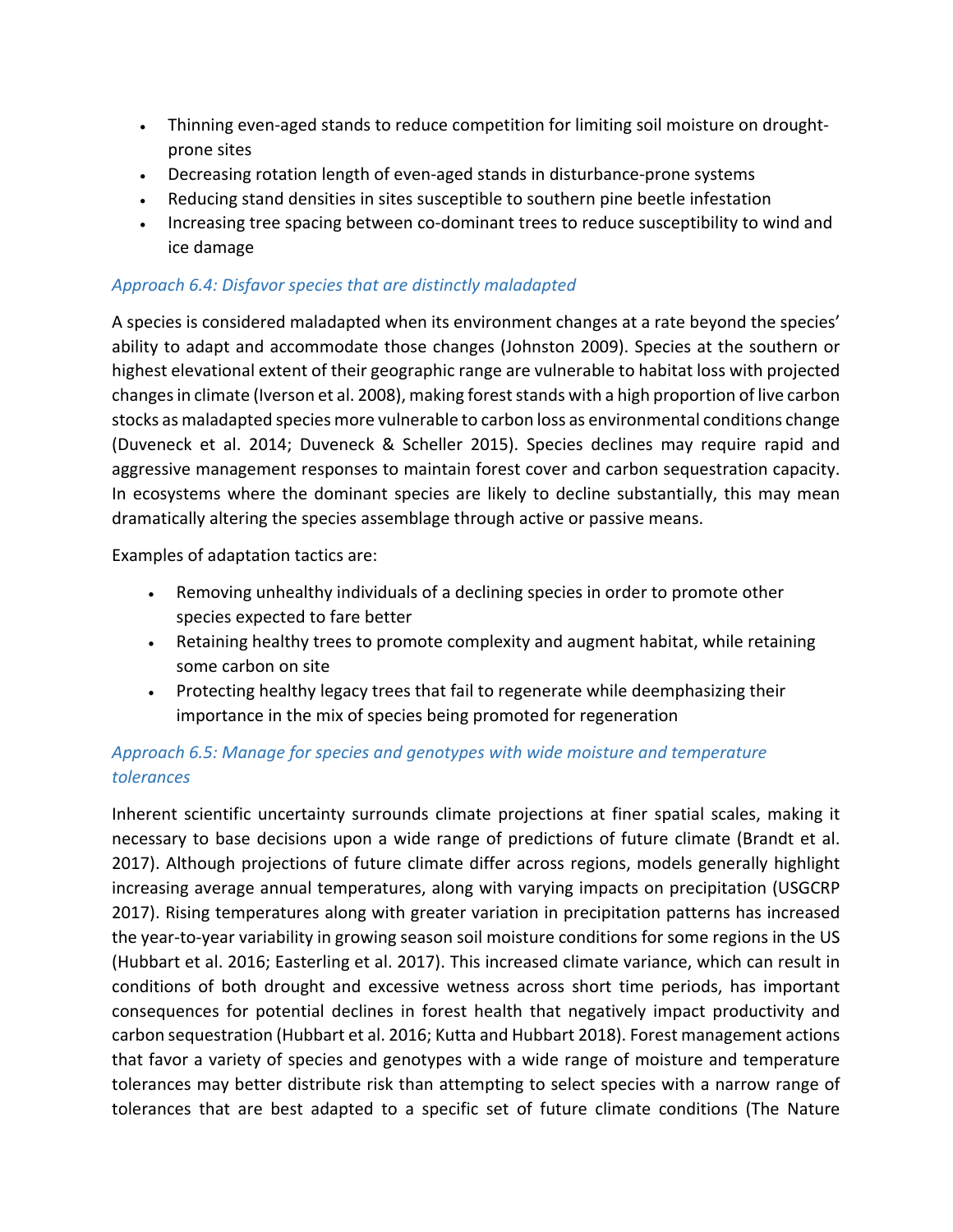- Thinning even-aged stands to reduce competition for limiting soil moisture on drought-prone sites
- Decreasing rotation length of even-aged stands in disturbance-prone systems
- Reducing stand densities in sites susceptible to southern pine beetle infestation
- Increasing tree spacing between co-dominant trees to reduce susceptibility to wind and ice damage

### *Approach 6.4: Disfavor species that are distinctly maladapted*

A species is considered maladapted when its environment changes at a rate beyond the species' ability to adapt and accommodate those changes (Johnston 2009). Species at the southern or highest elevational extent of their geographic range are vulnerable to habitat loss with projected changes in climate (Iverson et al. 2008), making forest stands with a high proportion of live carbon stocks as maladapted species more vulnerable to carbon loss as environmental conditions change (Duveneck et al. 2014; Duveneck & Scheller 2015). Species declines may require rapid and aggressive management responses to maintain forest cover and carbon sequestration capacity. In ecosystems where the dominant species are likely to decline substantially, this may mean dramatically altering the species assemblage through active or passive means.

Examples of adaptation tactics are:

- Removing unhealthy individuals of a declining species in order to promote other species expected to fare better
- Retaining healthy trees to promote complexity and augment habitat, while retaining some carbon on site
- Protecting healthy legacy trees that fail to regenerate while deemphasizing their importance in the mix of species being promoted for regeneration

### *Approach 6.5: Manage for species and genotypes with wide moisture and temperature tolerances*

Inherent scientific uncertainty surrounds climate projections at finer spatial scales, making it necessary to base decisions upon a wide range of predictions of future climate (Brandt et al. 2017). Although projections of future climate differ across regions, models generally highlight increasing average annual temperatures, along with varying impacts on precipitation (USGCRP 2017). Rising temperatures along with greater variation in precipitation patterns has increased the year-to-year variability in growing season soil moisture conditions for some regions in the US (Hubbart et al. 2016; Easterling et al. 2017). This increased climate variance, which can result in conditions of both drought and excessive wetness across short time periods, has important consequences for potential declines in forest health that negatively impact productivity and carbon sequestration (Hubbart et al. 2016; Kutta and Hubbart 2018). Forest management actions that favor a variety of species and genotypes with a wide range of moisture and temperature tolerances may better distribute risk than attempting to select species with a narrow range of tolerances that are best adapted to a specific set of future climate conditions (The Nature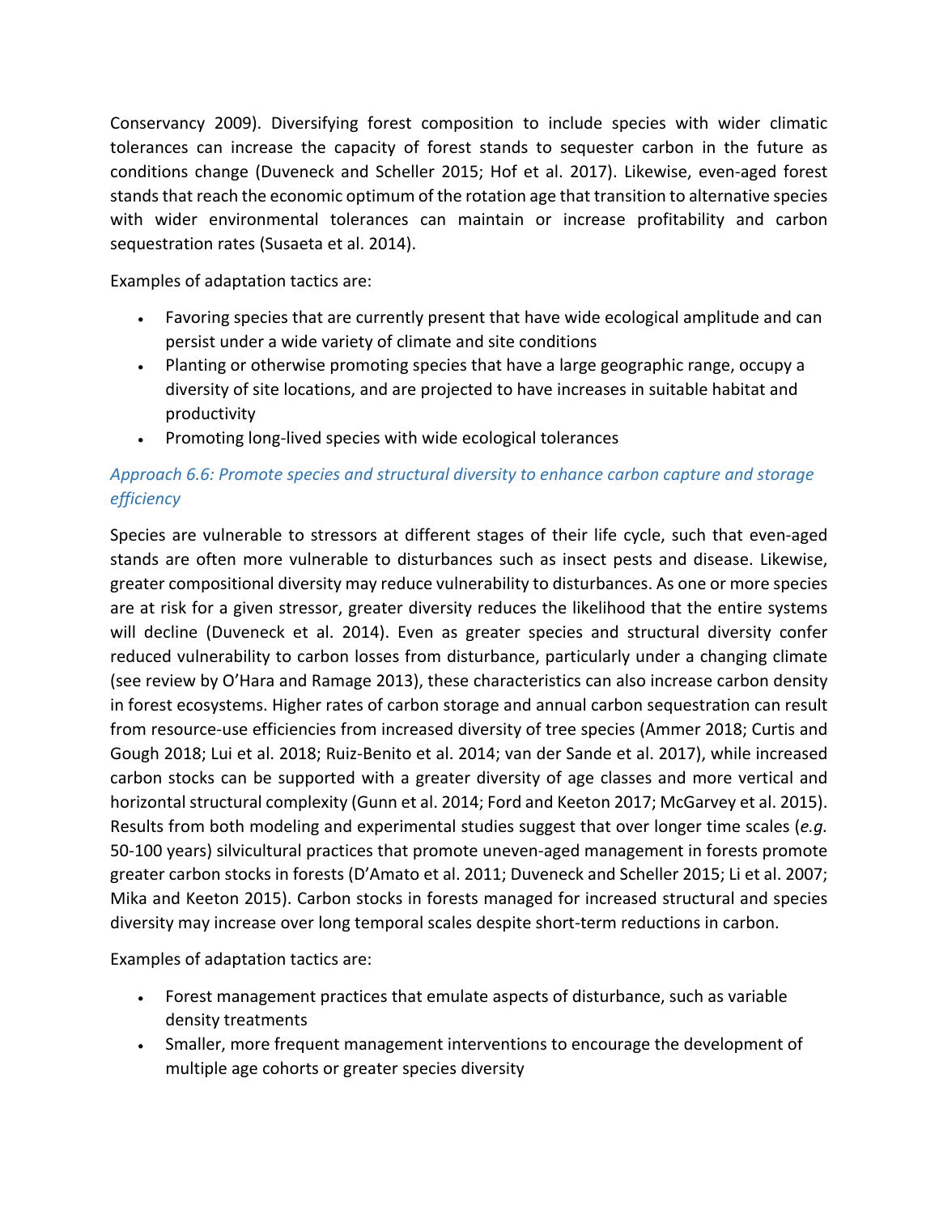Conservancy 2009). Diversifying forest composition to include species with wider climatic tolerances can increase the capacity of forest stands to sequester carbon in the future as conditions change (Duveneck and Scheller 2015; Hof et al. 2017). Likewise, even-aged forest stands that reach the economic optimum of the rotation age that transition to alternative species with wider environmental tolerances can maintain or increase profitability and carbon sequestration rates (Susaeta et al. 2014).

Examples of adaptation tactics are:

- Favoring species that are currently present that have wide ecological amplitude and can persist under a wide variety of climate and site conditions
- Planting or otherwise promoting species that have a large geographic range, occupy a diversity of site locations, and are projected to have increases in suitable habitat and productivity
- Promoting long-lived species with wide ecological tolerances

### *Approach 6.6: Promote species and structural diversity to enhance carbon capture and storage efficiency*

Species are vulnerable to stressors at different stages of their life cycle, such that even-aged stands are often more vulnerable to disturbances such as insect pests and disease. Likewise, greater compositional diversity may reduce vulnerability to disturbances. As one or more species are at risk for a given stressor, greater diversity reduces the likelihood that the entire systems will decline (Duveneck et al. 2014). Even as greater species and structural diversity confer reduced vulnerability to carbon losses from disturbance, particularly under a changing climate (see review by O'Hara and Ramage 2013), these characteristics can also increase carbon density in forest ecosystems. Higher rates of carbon storage and annual carbon sequestration can result from resource-use efficiencies from increased diversity of tree species (Ammer 2018; Curtis and Gough 2018; Lui et al. 2018; Ruiz-Benito et al. 2014; van der Sande et al. 2017), while increased carbon stocks can be supported with a greater diversity of age classes and more vertical and horizontal structural complexity (Gunn et al. 2014; Ford and Keeton 2017; McGarvey et al. 2015). Results from both modeling and experimental studies suggest that over longer time scales (*e.g.* 50-100 years) silvicultural practices that promote uneven-aged management in forests promote greater carbon stocks in forests (D'Amato et al. 2011; Duveneck and Scheller 2015; Li et al. 2007; Mika and Keeton 2015). Carbon stocks in forests managed for increased structural and species diversity may increase over long temporal scales despite short-term reductions in carbon.

Examples of adaptation tactics are:

- Forest management practices that emulate aspects of disturbance, such as variable density treatments
- Smaller, more frequent management interventions to encourage the development of multiple age cohorts or greater species diversity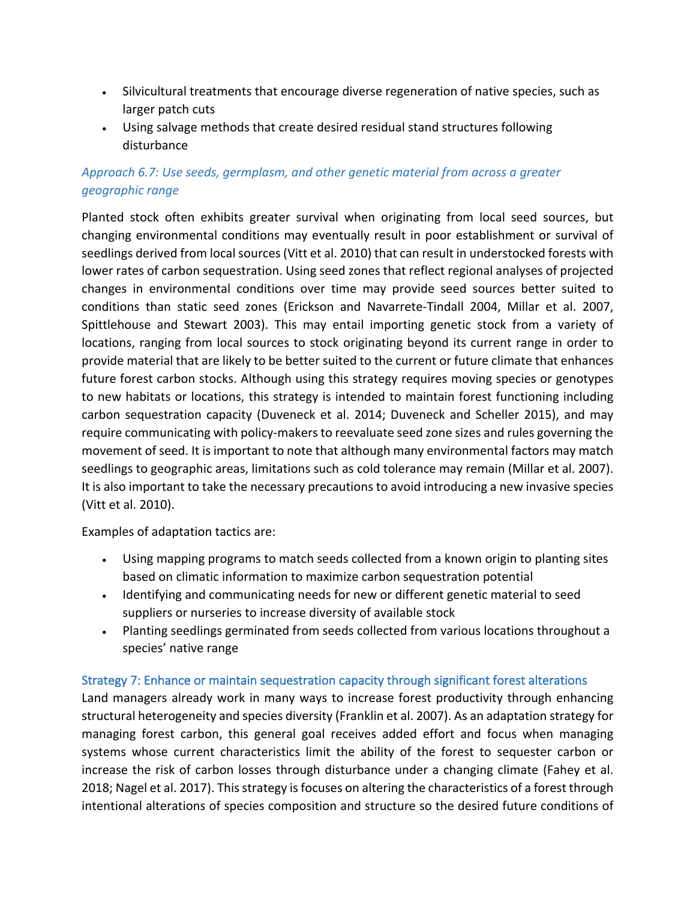- Silvicultural treatments that encourage diverse regeneration of native species, such as larger patch cuts
- Using salvage methods that create desired residual stand structures following disturbance

### *Approach 6.7: Use seeds, germplasm, and other genetic material from across a greater geographic range*

Planted stock often exhibits greater survival when originating from local seed sources, but changing environmental conditions may eventually result in poor establishment or survival of seedlings derived from local sources (Vitt et al. 2010) that can result in understocked forests with lower rates of carbon sequestration. Using seed zones that reflect regional analyses of projected changes in environmental conditions over time may provide seed sources better suited to conditions than static seed zones (Erickson and Navarrete-Tindall 2004, Millar et al. 2007, Spittlehouse and Stewart 2003). This may entail importing genetic stock from a variety of locations, ranging from local sources to stock originating beyond its current range in order to provide material that are likely to be better suited to the current or future climate that enhances future forest carbon stocks. Although using this strategy requires moving species or genotypes to new habitats or locations, this strategy is intended to maintain forest functioning including carbon sequestration capacity (Duveneck et al. 2014; Duveneck and Scheller 2015), and may require communicating with policy-makers to reevaluate seed zone sizes and rules governing the movement of seed. It is important to note that although many environmental factors may match seedlings to geographic areas, limitations such as cold tolerance may remain (Millar et al. 2007). It is also important to take the necessary precautions to avoid introducing a new invasive species (Vitt et al. 2010).

Examples of adaptation tactics are:

- Using mapping programs to match seeds collected from a known origin to planting sites based on climatic information to maximize carbon sequestration potential
- Identifying and communicating needs for new or different genetic material to seed suppliers or nurseries to increase diversity of available stock
- Planting seedlings germinated from seeds collected from various locations throughout a species' native range

## Strategy 7: Enhance or maintain sequestration capacity through significant forest alterations

Land managers already work in many ways to increase forest productivity through enhancing structural heterogeneity and species diversity (Franklin et al. 2007). As an adaptation strategy for managing forest carbon, this general goal receives added effort and focus when managing systems whose current characteristics limit the ability of the forest to sequester carbon or increase the risk of carbon losses through disturbance under a changing climate (Fahey et al. 2018; Nagel et al. 2017). This strategy is focuses on altering the characteristics of a forest through intentional alterations of species composition and structure so the desired future conditions of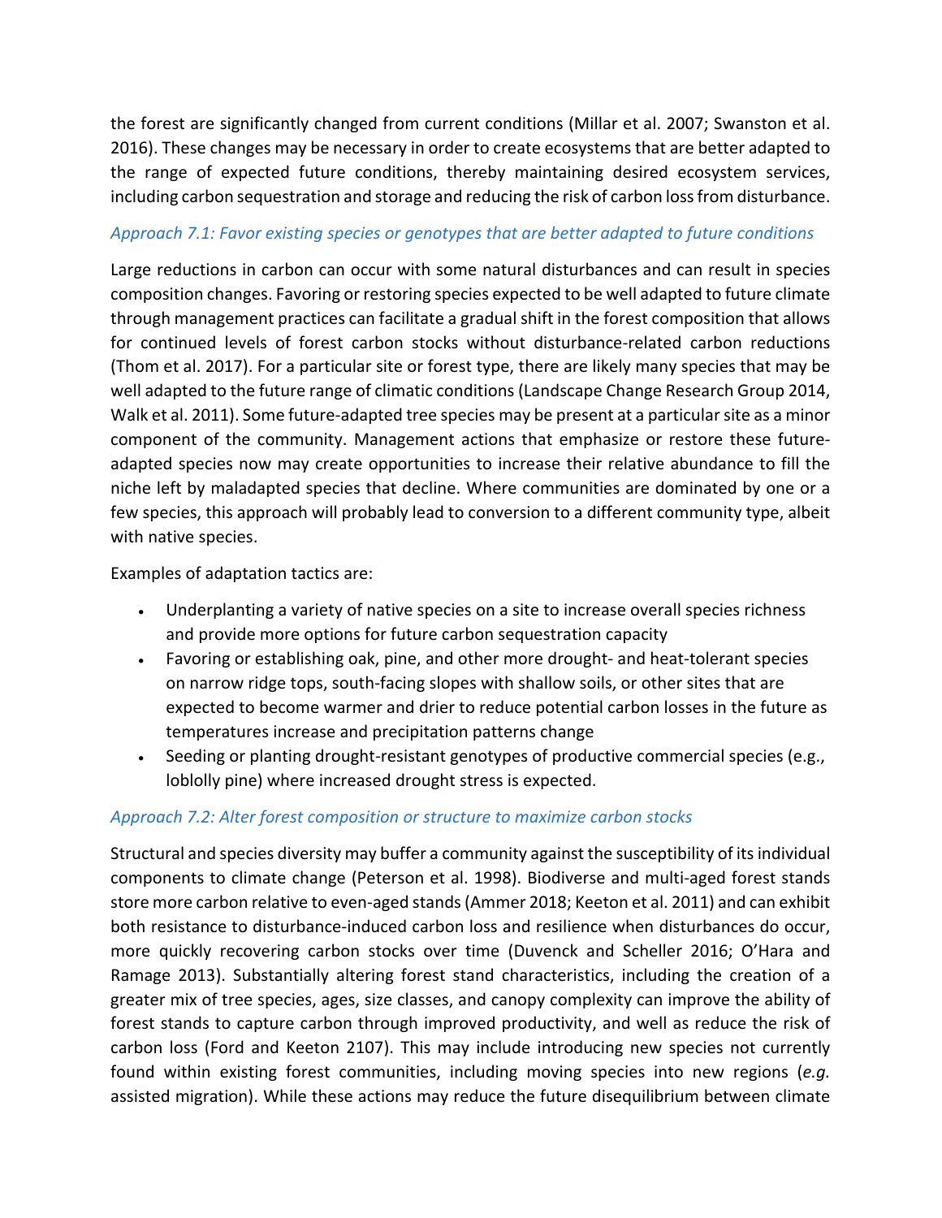the forest are significantly changed from current conditions (Millar et al. 2007; Swanston et al. 2016). These changes may be necessary in order to create ecosystems that are better adapted to the range of expected future conditions, thereby maintaining desired ecosystem services, including carbon sequestration and storage and reducing the risk of carbon loss from disturbance.

### *Approach 7.1: Favor existing species or genotypes that are better adapted to future conditions*

Large reductions in carbon can occur with some natural disturbances and can result in species composition changes. Favoring or restoring species expected to be well adapted to future climate through management practices can facilitate a gradual shift in the forest composition that allows for continued levels of forest carbon stocks without disturbance-related carbon reductions (Thom et al. 2017). For a particular site or forest type, there are likely many species that may be well adapted to the future range of climatic conditions (Landscape Change Research Group 2014, Walk et al. 2011). Some future-adapted tree species may be present at a particular site as a minor component of the community. Management actions that emphasize or restore these future-adapted species now may create opportunities to increase their relative abundance to fill the niche left by maladapted species that decline. Where communities are dominated by one or a few species, this approach will probably lead to conversion to a different community type, albeit with native species.

Examples of adaptation tactics are:

- Underplanting a variety of native species on a site to increase overall species richness and provide more options for future carbon sequestration capacity
- Favoring or establishing oak, pine, and other more drought- and heat-tolerant species on narrow ridge tops, south-facing slopes with shallow soils, or other sites that are expected to become warmer and drier to reduce potential carbon losses in the future as temperatures increase and precipitation patterns change
- Seeding or planting drought-resistant genotypes of productive commercial species (e.g., loblolly pine) where increased drought stress is expected.

### *Approach 7.2: Alter forest composition or structure to maximize carbon stocks*

Structural and species diversity may buffer a community against the susceptibility of its individual components to climate change (Peterson et al. 1998). Biodiverse and multi-aged forest stands store more carbon relative to even-aged stands (Ammer 2018; Keeton et al. 2011) and can exhibit both resistance to disturbance-induced carbon loss and resilience when disturbances do occur, more quickly recovering carbon stocks over time (Duvenck and Scheller 2016; O'Hara and Ramage 2013). Substantially altering forest stand characteristics, including the creation of a greater mix of tree species, ages, size classes, and canopy complexity can improve the ability of forest stands to capture carbon through improved productivity, and well as reduce the risk of carbon loss (Ford and Keeton 2107). This may include introducing new species not currently found within existing forest communities, including moving species into new regions (*e.g.* assisted migration). While these actions may reduce the future disequilibrium between climate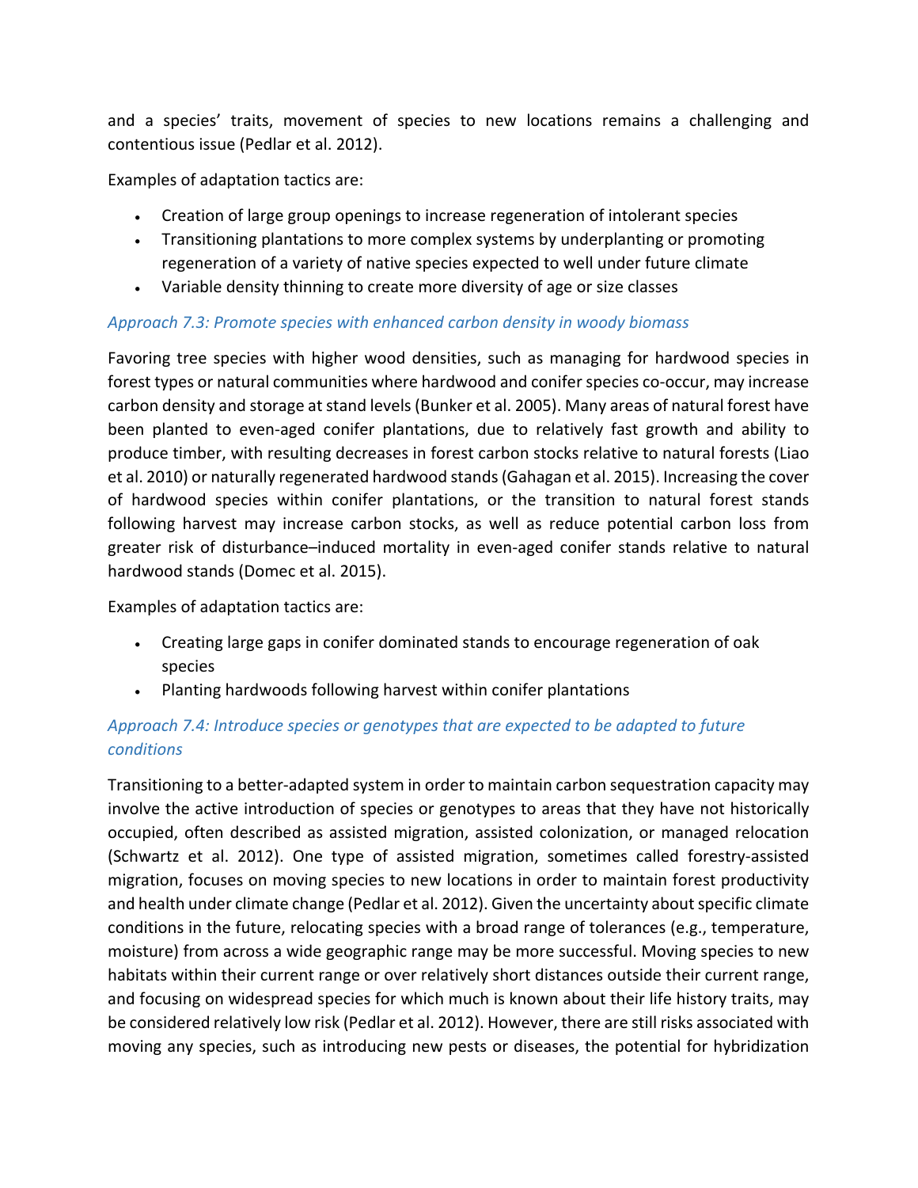and a species' traits, movement of species to new locations remains a challenging and contentious issue (Pedlar et al. 2012).

Examples of adaptation tactics are:

- Creation of large group openings to increase regeneration of intolerant species
- Transitioning plantations to more complex systems by underplanting or promoting regeneration of a variety of native species expected to well under future climate
- Variable density thinning to create more diversity of age or size classes

### *Approach 7.3: Promote species with enhanced carbon density in woody biomass*

Favoring tree species with higher wood densities, such as managing for hardwood species in forest types or natural communities where hardwood and conifer species co-occur, may increase carbon density and storage at stand levels (Bunker et al. 2005). Many areas of natural forest have been planted to even-aged conifer plantations, due to relatively fast growth and ability to produce timber, with resulting decreases in forest carbon stocks relative to natural forests (Liao et al. 2010) or naturally regenerated hardwood stands (Gahagan et al. 2015). Increasing the cover of hardwood species within conifer plantations, or the transition to natural forest stands following harvest may increase carbon stocks, as well as reduce potential carbon loss from greater risk of disturbance–induced mortality in even-aged conifer stands relative to natural hardwood stands (Domec et al. 2015).

Examples of adaptation tactics are:

- Creating large gaps in conifer dominated stands to encourage regeneration of oak species
- Planting hardwoods following harvest within conifer plantations

### *Approach 7.4: Introduce species or genotypes that are expected to be adapted to future conditions*

Transitioning to a better-adapted system in order to maintain carbon sequestration capacity may involve the active introduction of species or genotypes to areas that they have not historically occupied, often described as assisted migration, assisted colonization, or managed relocation (Schwartz et al. 2012). One type of assisted migration, sometimes called forestry-assisted migration, focuses on moving species to new locations in order to maintain forest productivity and health under climate change (Pedlar et al. 2012). Given the uncertainty about specific climate conditions in the future, relocating species with a broad range of tolerances (e.g., temperature, moisture) from across a wide geographic range may be more successful. Moving species to new habitats within their current range or over relatively short distances outside their current range, and focusing on widespread species for which much is known about their life history traits, may be considered relatively low risk (Pedlar et al. 2012). However, there are still risks associated with moving any species, such as introducing new pests or diseases, the potential for hybridization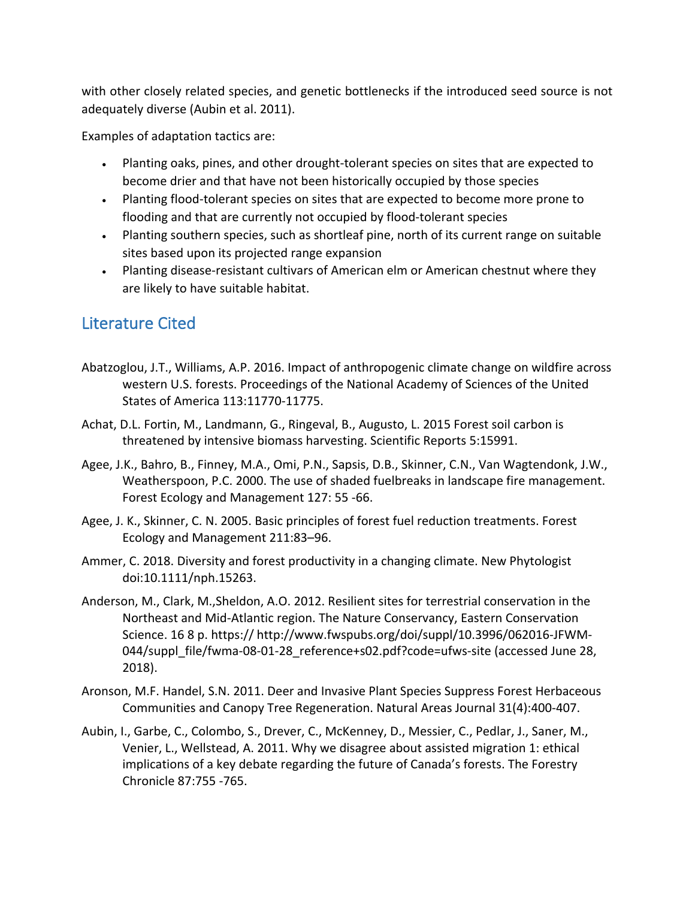with other closely related species, and genetic bottlenecks if the introduced seed source is not adequately diverse (Aubin et al. 2011).

Examples of adaptation tactics are:

- Planting oaks, pines, and other drought-tolerant species on sites that are expected to become drier and that have not been historically occupied by those species
- Planting flood-tolerant species on sites that are expected to become more prone to flooding and that are currently not occupied by flood-tolerant species
- Planting southern species, such as shortleaf pine, north of its current range on suitable sites based upon its projected range expansion
- Planting disease-resistant cultivars of American elm or American chestnut where they are likely to have suitable habitat.

## Literature Cited

Abatzoglou, J.T., Williams, A.P. 2016. Impact of anthropogenic climate change on wildfire across western U.S. forests. Proceedings of the National Academy of Sciences of the United States of America 113:11770-11775.

Achat, D.L. Fortin, M., Landmann, G., Ringeval, B., Augusto, L. 2015 Forest soil carbon is threatened by intensive biomass harvesting. Scientific Reports 5:15991.

Agee, J.K., Bahro, B., Finney, M.A., Omi, P.N., Sapsis, D.B., Skinner, C.N., Van Wagtendonk, J.W., Weatherspoon, P.C. 2000. The use of shaded fuelbreaks in landscape fire management. Forest Ecology and Management 127: 55 -66.

Agee, J. K., Skinner, C. N. 2005. Basic principles of forest fuel reduction treatments. Forest Ecology and Management 211:83–96.

Ammer, C. 2018. Diversity and forest productivity in a changing climate. New Phytologist doi:10.1111/nph.15263.

Anderson, M., Clark, M.,Sheldon, A.O. 2012. Resilient sites for terrestrial conservation in the Northeast and Mid-Atlantic region. The Nature Conservancy, Eastern Conservation Science. 16 8 p. https:// http://www.fwspubs.org/doi/suppl/10.3996/062016-JFWM-044/suppl_file/fwma-08-01-28_reference+s02.pdf?code=ufws-site (accessed June 28, 2018).

Aronson, M.F. Handel, S.N. 2011. Deer and Invasive Plant Species Suppress Forest Herbaceous Communities and Canopy Tree Regeneration. Natural Areas Journal 31(4):400-407.

Aubin, I., Garbe, C., Colombo, S., Drever, C., McKenney, D., Messier, C., Pedlar, J., Saner, M., Venier, L., Wellstead, A. 2011. Why we disagree about assisted migration 1: ethical implications of a key debate regarding the future of Canada's forests. The Forestry Chronicle 87:755 -765.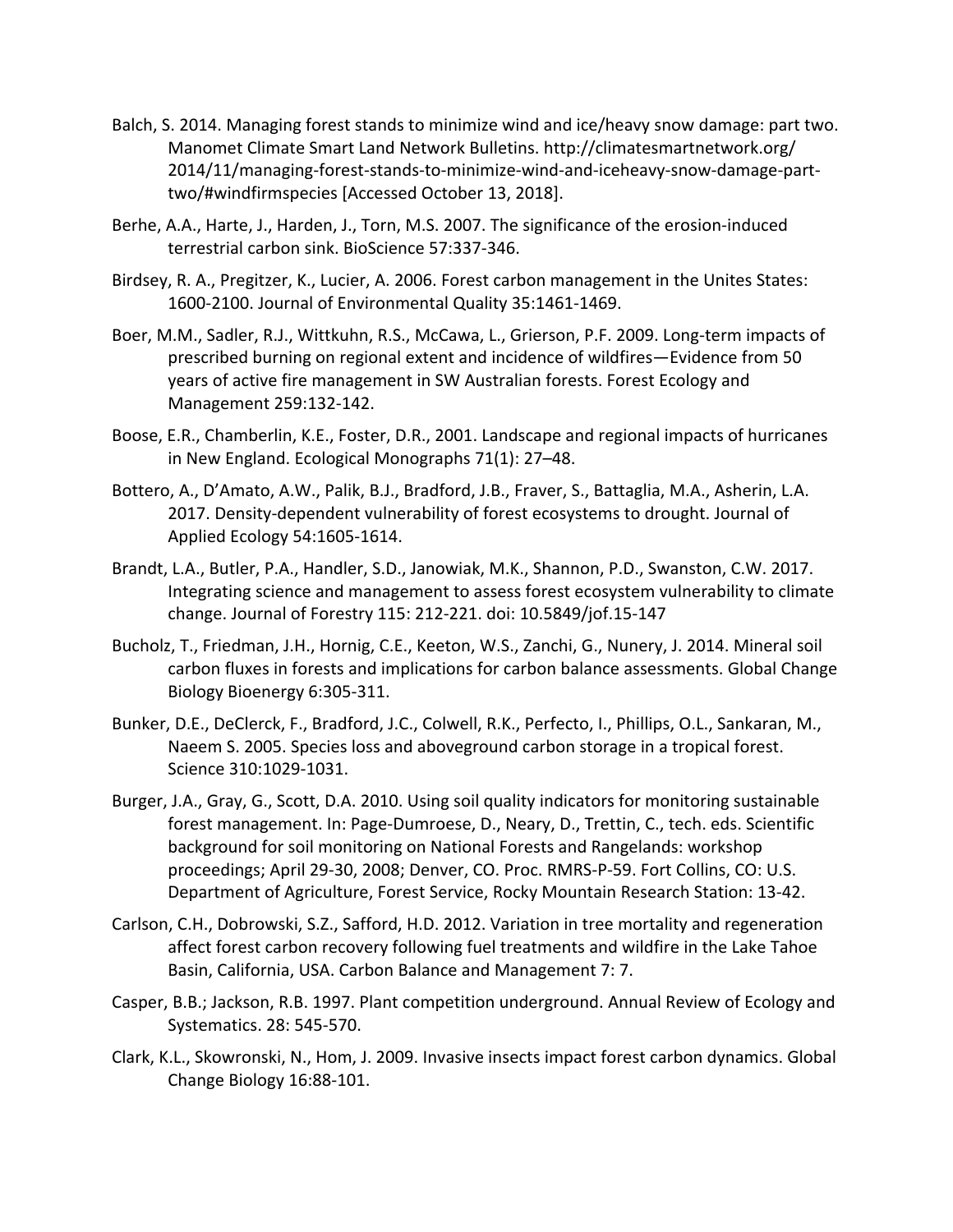Balch, S. 2014. Managing forest stands to minimize wind and ice/heavy snow damage: part two. Manomet Climate Smart Land Network Bulletins. http://climatesmartnetwork.org/2014/11/managing-forest-stands-to-minimize-wind-and-iceheavy-snow-damage-part-two/#windfirmspecies [Accessed October 13, 2018].

Berhe, A.A., Harte, J., Harden, J., Torn, M.S. 2007. The significance of the erosion-induced terrestrial carbon sink. BioScience 57:337-346.

Birdsey, R. A., Pregitzer, K., Lucier, A. 2006. Forest carbon management in the Unites States: 1600-2100. Journal of Environmental Quality 35:1461-1469.

Boer, M.M., Sadler, R.J., Wittkuhn, R.S., McCawa, L., Grierson, P.F. 2009. Long-term impacts of prescribed burning on regional extent and incidence of wildfires—Evidence from 50 years of active fire management in SW Australian forests. Forest Ecology and Management 259:132-142.

Boose, E.R., Chamberlin, K.E., Foster, D.R., 2001. Landscape and regional impacts of hurricanes in New England. Ecological Monographs 71(1): 27–48.

Bottero, A., D'Amato, A.W., Palik, B.J., Bradford, J.B., Fraver, S., Battaglia, M.A., Asherin, L.A. 2017. Density-dependent vulnerability of forest ecosystems to drought. Journal of Applied Ecology 54:1605-1614.

Brandt, L.A., Butler, P.A., Handler, S.D., Janowiak, M.K., Shannon, P.D., Swanston, C.W. 2017. Integrating science and management to assess forest ecosystem vulnerability to climate change. Journal of Forestry 115: 212-221. doi: 10.5849/jof.15-147

Bucholz, T., Friedman, J.H., Hornig, C.E., Keeton, W.S., Zanchi, G., Nunery, J. 2014. Mineral soil carbon fluxes in forests and implications for carbon balance assessments. Global Change Biology Bioenergy 6:305-311.

Bunker, D.E., DeClerck, F., Bradford, J.C., Colwell, R.K., Perfecto, I., Phillips, O.L., Sankaran, M., Naeem S. 2005. Species loss and aboveground carbon storage in a tropical forest. Science 310:1029-1031.

Burger, J.A., Gray, G., Scott, D.A. 2010. Using soil quality indicators for monitoring sustainable forest management. In: Page-Dumroese, D., Neary, D., Trettin, C., tech. eds. Scientific background for soil monitoring on National Forests and Rangelands: workshop proceedings; April 29-30, 2008; Denver, CO. Proc. RMRS-P-59. Fort Collins, CO: U.S. Department of Agriculture, Forest Service, Rocky Mountain Research Station: 13-42.

Carlson, C.H., Dobrowski, S.Z., Safford, H.D. 2012. Variation in tree mortality and regeneration affect forest carbon recovery following fuel treatments and wildfire in the Lake Tahoe Basin, California, USA. Carbon Balance and Management 7: 7.

Casper, B.B.; Jackson, R.B. 1997. Plant competition underground. Annual Review of Ecology and Systematics. 28: 545-570.

Clark, K.L., Skowronski, N., Hom, J. 2009. Invasive insects impact forest carbon dynamics. Global Change Biology 16:88-101.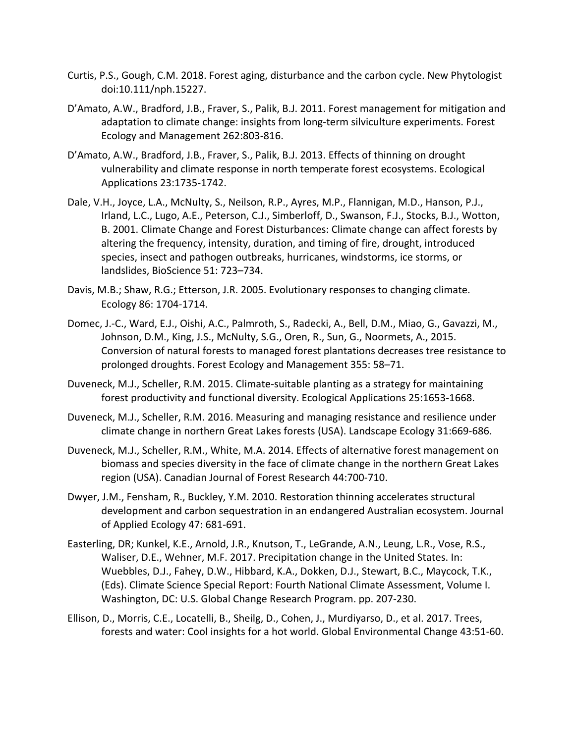Curtis, P.S., Gough, C.M. 2018. Forest aging, disturbance and the carbon cycle. New Phytologist doi:10.111/nph.15227.

D'Amato, A.W., Bradford, J.B., Fraver, S., Palik, B.J. 2011. Forest management for mitigation and adaptation to climate change: insights from long-term silviculture experiments. Forest Ecology and Management 262:803-816.

D'Amato, A.W., Bradford, J.B., Fraver, S., Palik, B.J. 2013. Effects of thinning on drought vulnerability and climate response in north temperate forest ecosystems. Ecological Applications 23:1735-1742.

Dale, V.H., Joyce, L.A., McNulty, S., Neilson, R.P., Ayres, M.P., Flannigan, M.D., Hanson, P.J., Irland, L.C., Lugo, A.E., Peterson, C.J., Simberloff, D., Swanson, F.J., Stocks, B.J., Wotton, B. 2001. Climate Change and Forest Disturbances: Climate change can affect forests by altering the frequency, intensity, duration, and timing of fire, drought, introduced species, insect and pathogen outbreaks, hurricanes, windstorms, ice storms, or landslides, BioScience 51: 723–734.

Davis, M.B.; Shaw, R.G.; Etterson, J.R. 2005. Evolutionary responses to changing climate. Ecology 86: 1704-1714.

Domec, J.-C., Ward, E.J., Oishi, A.C., Palmroth, S., Radecki, A., Bell, D.M., Miao, G., Gavazzi, M., Johnson, D.M., King, J.S., McNulty, S.G., Oren, R., Sun, G., Noormets, A., 2015. Conversion of natural forests to managed forest plantations decreases tree resistance to prolonged droughts. Forest Ecology and Management 355: 58–71.

Duveneck, M.J., Scheller, R.M. 2015. Climate-suitable planting as a strategy for maintaining forest productivity and functional diversity. Ecological Applications 25:1653-1668.

Duveneck, M.J., Scheller, R.M. 2016. Measuring and managing resistance and resilience under climate change in northern Great Lakes forests (USA). Landscape Ecology 31:669-686.

Duveneck, M.J., Scheller, R.M., White, M.A. 2014. Effects of alternative forest management on biomass and species diversity in the face of climate change in the northern Great Lakes region (USA). Canadian Journal of Forest Research 44:700-710.

Dwyer, J.M., Fensham, R., Buckley, Y.M. 2010. Restoration thinning accelerates structural development and carbon sequestration in an endangered Australian ecosystem. Journal of Applied Ecology 47: 681-691.

Easterling, DR; Kunkel, K.E., Arnold, J.R., Knutson, T., LeGrande, A.N., Leung, L.R., Vose, R.S., Waliser, D.E., Wehner, M.F. 2017. Precipitation change in the United States. In: Wuebbles, D.J., Fahey, D.W., Hibbard, K.A., Dokken, D.J., Stewart, B.C., Maycock, T.K., (Eds). Climate Science Special Report: Fourth National Climate Assessment, Volume I. Washington, DC: U.S. Global Change Research Program. pp. 207-230.

Ellison, D., Morris, C.E., Locatelli, B., Sheilg, D., Cohen, J., Murdiyarso, D., et al. 2017. Trees, forests and water: Cool insights for a hot world. Global Environmental Change 43:51-60.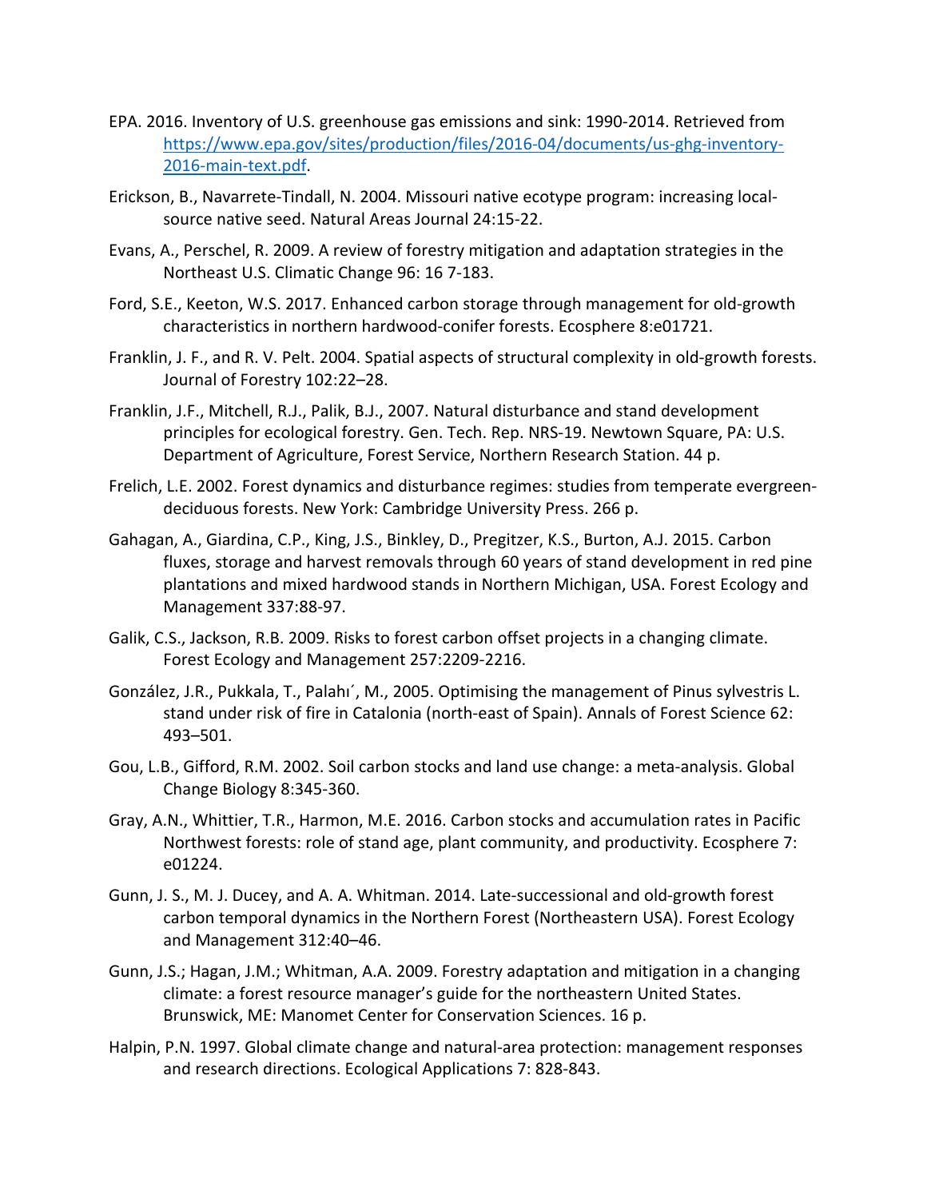EPA. 2016. Inventory of U.S. greenhouse gas emissions and sink: 1990-2014. Retrieved from https://www.epa.gov/sites/production/files/2016-04/documents/us-ghg-inventory-2016-main-text.pdf.

Erickson, B., Navarrete-Tindall, N. 2004. Missouri native ecotype program: increasing local-source native seed. Natural Areas Journal 24:15-22.

Evans, A., Perschel, R. 2009. A review of forestry mitigation and adaptation strategies in the Northeast U.S. Climatic Change 96: 16 7-183.

Ford, S.E., Keeton, W.S. 2017. Enhanced carbon storage through management for old-growth characteristics in northern hardwood-conifer forests. Ecosphere 8:e01721.

Franklin, J. F., and R. V. Pelt. 2004. Spatial aspects of structural complexity in old-growth forests. Journal of Forestry 102:22–28.

Franklin, J.F., Mitchell, R.J., Palik, B.J., 2007. Natural disturbance and stand development principles for ecological forestry. Gen. Tech. Rep. NRS-19. Newtown Square, PA: U.S. Department of Agriculture, Forest Service, Northern Research Station. 44 p.

Frelich, L.E. 2002. Forest dynamics and disturbance regimes: studies from temperate evergreen-deciduous forests. New York: Cambridge University Press. 266 p.

Gahagan, A., Giardina, C.P., King, J.S., Binkley, D., Pregitzer, K.S., Burton, A.J. 2015. Carbon fluxes, storage and harvest removals through 60 years of stand development in red pine plantations and mixed hardwood stands in Northern Michigan, USA. Forest Ecology and Management 337:88-97.

Galik, C.S., Jackson, R.B. 2009. Risks to forest carbon offset projects in a changing climate. Forest Ecology and Management 257:2209-2216.

González, J.R., Pukkala, T., Palahı´, M., 2005. Optimising the management of Pinus sylvestris L. stand under risk of fire in Catalonia (north-east of Spain). Annals of Forest Science 62: 493–501.

Gou, L.B., Gifford, R.M. 2002. Soil carbon stocks and land use change: a meta-analysis. Global Change Biology 8:345-360.

Gray, A.N., Whittier, T.R., Harmon, M.E. 2016. Carbon stocks and accumulation rates in Pacific Northwest forests: role of stand age, plant community, and productivity. Ecosphere 7: e01224.

Gunn, J. S., M. J. Ducey, and A. A. Whitman. 2014. Late-successional and old-growth forest carbon temporal dynamics in the Northern Forest (Northeastern USA). Forest Ecology and Management 312:40–46.

Gunn, J.S.; Hagan, J.M.; Whitman, A.A. 2009. Forestry adaptation and mitigation in a changing climate: a forest resource manager's guide for the northeastern United States. Brunswick, ME: Manomet Center for Conservation Sciences. 16 p.

Halpin, P.N. 1997. Global climate change and natural-area protection: management responses and research directions. Ecological Applications 7: 828-843.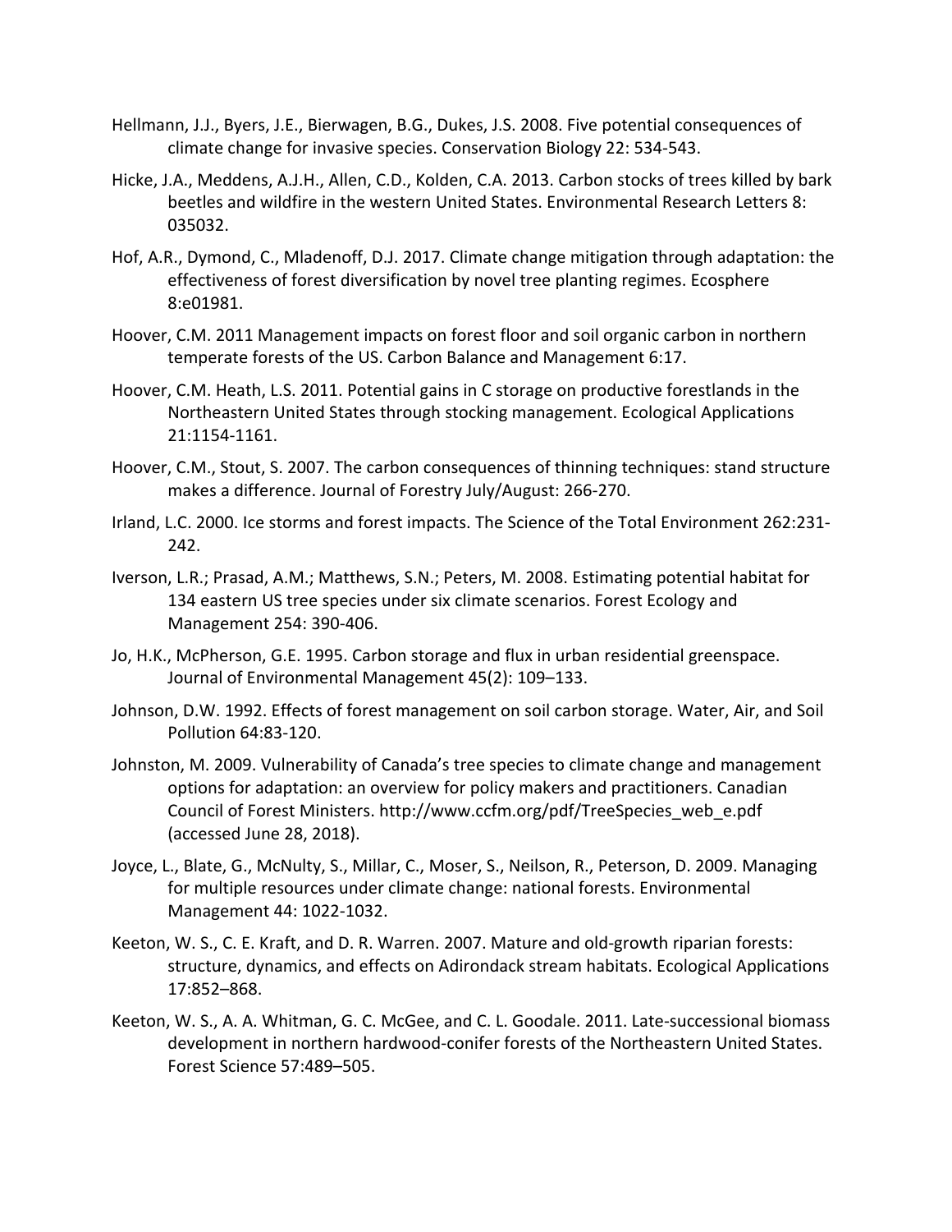Hellmann, J.J., Byers, J.E., Bierwagen, B.G., Dukes, J.S. 2008. Five potential consequences of climate change for invasive species. Conservation Biology 22: 534-543.

Hicke, J.A., Meddens, A.J.H., Allen, C.D., Kolden, C.A. 2013. Carbon stocks of trees killed by bark beetles and wildfire in the western United States. Environmental Research Letters 8: 035032.

Hof, A.R., Dymond, C., Mladenoff, D.J. 2017. Climate change mitigation through adaptation: the effectiveness of forest diversification by novel tree planting regimes. Ecosphere 8:e01981.

Hoover, C.M. 2011 Management impacts on forest floor and soil organic carbon in northern temperate forests of the US. Carbon Balance and Management 6:17.

Hoover, C.M. Heath, L.S. 2011. Potential gains in C storage on productive forestlands in the Northeastern United States through stocking management. Ecological Applications 21:1154-1161.

Hoover, C.M., Stout, S. 2007. The carbon consequences of thinning techniques: stand structure makes a difference. Journal of Forestry July/August: 266-270.

Irland, L.C. 2000. Ice storms and forest impacts. The Science of the Total Environment 262:231-242.

Iverson, L.R.; Prasad, A.M.; Matthews, S.N.; Peters, M. 2008. Estimating potential habitat for 134 eastern US tree species under six climate scenarios. Forest Ecology and Management 254: 390-406.

Jo, H.K., McPherson, G.E. 1995. Carbon storage and flux in urban residential greenspace. Journal of Environmental Management 45(2): 109–133.

Johnson, D.W. 1992. Effects of forest management on soil carbon storage. Water, Air, and Soil Pollution 64:83-120.

Johnston, M. 2009. Vulnerability of Canada's tree species to climate change and management options for adaptation: an overview for policy makers and practitioners. Canadian Council of Forest Ministers. http://www.ccfm.org/pdf/TreeSpecies_web_e.pdf (accessed June 28, 2018).

Joyce, L., Blate, G., McNulty, S., Millar, C., Moser, S., Neilson, R., Peterson, D. 2009. Managing for multiple resources under climate change: national forests. Environmental Management 44: 1022-1032.

Keeton, W. S., C. E. Kraft, and D. R. Warren. 2007. Mature and old-growth riparian forests: structure, dynamics, and effects on Adirondack stream habitats. Ecological Applications 17:852–868.

Keeton, W. S., A. A. Whitman, G. C. McGee, and C. L. Goodale. 2011. Late-successional biomass development in northern hardwood-conifer forests of the Northeastern United States. Forest Science 57:489–505.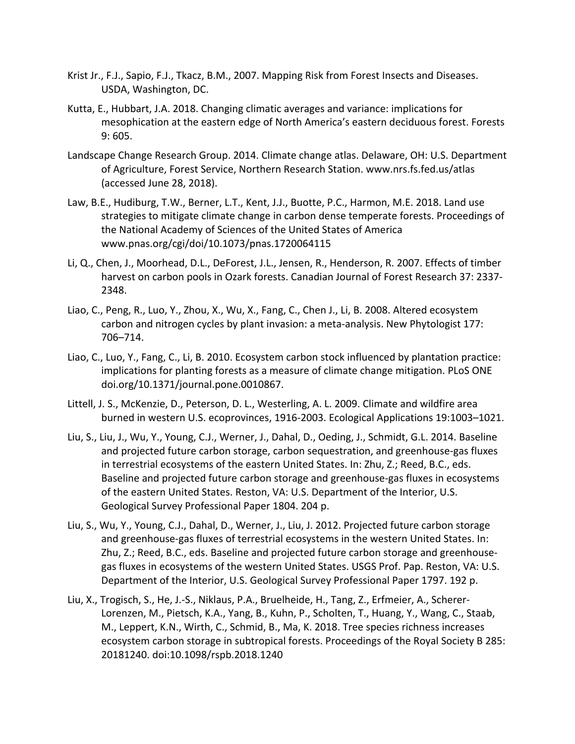Krist Jr., F.J., Sapio, F.J., Tkacz, B.M., 2007. Mapping Risk from Forest Insects and Diseases. USDA, Washington, DC.

Kutta, E., Hubbart, J.A. 2018. Changing climatic averages and variance: implications for mesophication at the eastern edge of North America's eastern deciduous forest. Forests 9: 605.

Landscape Change Research Group. 2014. Climate change atlas. Delaware, OH: U.S. Department of Agriculture, Forest Service, Northern Research Station. www.nrs.fs.fed.us/atlas (accessed June 28, 2018).

Law, B.E., Hudiburg, T.W., Berner, L.T., Kent, J.J., Buotte, P.C., Harmon, M.E. 2018. Land use strategies to mitigate climate change in carbon dense temperate forests. Proceedings of the National Academy of Sciences of the United States of America www.pnas.org/cgi/doi/10.1073/pnas.1720064115

Li, Q., Chen, J., Moorhead, D.L., DeForest, J.L., Jensen, R., Henderson, R. 2007. Effects of timber harvest on carbon pools in Ozark forests. Canadian Journal of Forest Research 37: 2337-2348.

Liao, C., Peng, R., Luo, Y., Zhou, X., Wu, X., Fang, C., Chen J., Li, B. 2008. Altered ecosystem carbon and nitrogen cycles by plant invasion: a meta-analysis. New Phytologist 177: 706–714.

Liao, C., Luo, Y., Fang, C., Li, B. 2010. Ecosystem carbon stock influenced by plantation practice: implications for planting forests as a measure of climate change mitigation. PLoS ONE doi.org/10.1371/journal.pone.0010867.

Littell, J. S., McKenzie, D., Peterson, D. L., Westerling, A. L. 2009. Climate and wildfire area burned in western U.S. ecoprovinces, 1916-2003. Ecological Applications 19:1003–1021.

Liu, S., Liu, J., Wu, Y., Young, C.J., Werner, J., Dahal, D., Oeding, J., Schmidt, G.L. 2014. Baseline and projected future carbon storage, carbon sequestration, and greenhouse-gas fluxes in terrestrial ecosystems of the eastern United States. In: Zhu, Z.; Reed, B.C., eds. Baseline and projected future carbon storage and greenhouse-gas fluxes in ecosystems of the eastern United States. Reston, VA: U.S. Department of the Interior, U.S. Geological Survey Professional Paper 1804. 204 p.

Liu, S., Wu, Y., Young, C.J., Dahal, D., Werner, J., Liu, J. 2012. Projected future carbon storage and greenhouse-gas fluxes of terrestrial ecosystems in the western United States. In: Zhu, Z.; Reed, B.C., eds. Baseline and projected future carbon storage and greenhouse-gas fluxes in ecosystems of the western United States. USGS Prof. Pap. Reston, VA: U.S. Department of the Interior, U.S. Geological Survey Professional Paper 1797. 192 p.

Liu, X., Trogisch, S., He, J.-S., Niklaus, P.A., Bruelheide, H., Tang, Z., Erfmeier, A., Scherer-Lorenzen, M., Pietsch, K.A., Yang, B., Kuhn, P., Scholten, T., Huang, Y., Wang, C., Staab, M., Leppert, K.N., Wirth, C., Schmid, B., Ma, K. 2018. Tree species richness increases ecosystem carbon storage in subtropical forests. Proceedings of the Royal Society B 285: 20181240. doi:10.1098/rspb.2018.1240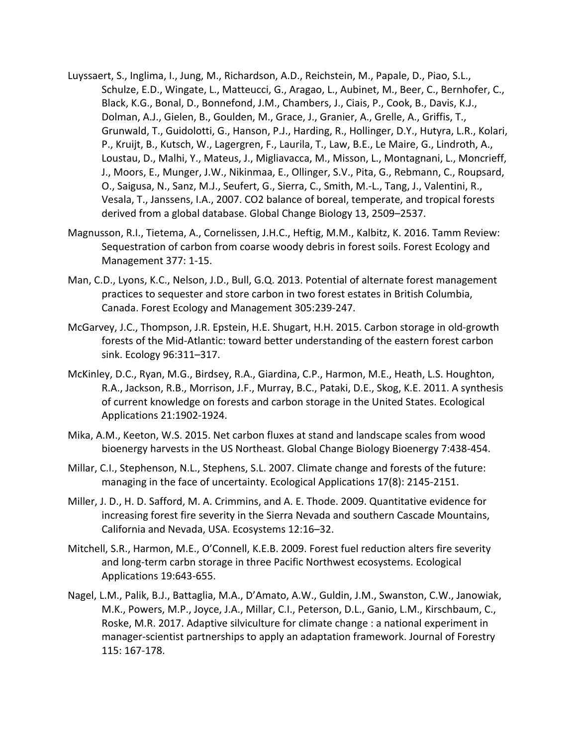Luyssaert, S., Inglima, I., Jung, M., Richardson, A.D., Reichstein, M., Papale, D., Piao, S.L., Schulze, E.D., Wingate, L., Matteucci, G., Aragao, L., Aubinet, M., Beer, C., Bernhofer, C., Black, K.G., Bonal, D., Bonnefond, J.M., Chambers, J., Ciais, P., Cook, B., Davis, K.J., Dolman, A.J., Gielen, B., Goulden, M., Grace, J., Granier, A., Grelle, A., Griffis, T., Grunwald, T., Guidolotti, G., Hanson, P.J., Harding, R., Hollinger, D.Y., Hutyra, L.R., Kolari, P., Kruijt, B., Kutsch, W., Lagergren, F., Laurila, T., Law, B.E., Le Maire, G., Lindroth, A., Loustau, D., Malhi, Y., Mateus, J., Migliavacca, M., Misson, L., Montagnani, L., Moncrieff, J., Moors, E., Munger, J.W., Nikinmaa, E., Ollinger, S.V., Pita, G., Rebmann, C., Roupsard, O., Saigusa, N., Sanz, M.J., Seufert, G., Sierra, C., Smith, M.-L., Tang, J., Valentini, R., Vesala, T., Janssens, I.A., 2007. CO2 balance of boreal, temperate, and tropical forests derived from a global database. Global Change Biology 13, 2509–2537.

Magnusson, R.I., Tietema, A., Cornelissen, J.H.C., Heftig, M.M., Kalbitz, K. 2016. Tamm Review: Sequestration of carbon from coarse woody debris in forest soils. Forest Ecology and Management 377: 1-15.

Man, C.D., Lyons, K.C., Nelson, J.D., Bull, G.Q. 2013. Potential of alternate forest management practices to sequester and store carbon in two forest estates in British Columbia, Canada. Forest Ecology and Management 305:239-247.

McGarvey, J.C., Thompson, J.R. Epstein, H.E. Shugart, H.H. 2015. Carbon storage in old-growth forests of the Mid-Atlantic: toward better understanding of the eastern forest carbon sink. Ecology 96:311–317.

McKinley, D.C., Ryan, M.G., Birdsey, R.A., Giardina, C.P., Harmon, M.E., Heath, L.S. Houghton, R.A., Jackson, R.B., Morrison, J.F., Murray, B.C., Pataki, D.E., Skog, K.E. 2011. A synthesis of current knowledge on forests and carbon storage in the United States. Ecological Applications 21:1902-1924.

Mika, A.M., Keeton, W.S. 2015. Net carbon fluxes at stand and landscape scales from wood bioenergy harvests in the US Northeast. Global Change Biology Bioenergy 7:438-454.

Millar, C.I., Stephenson, N.L., Stephens, S.L. 2007. Climate change and forests of the future: managing in the face of uncertainty. Ecological Applications 17(8): 2145-2151.

Miller, J. D., H. D. Safford, M. A. Crimmins, and A. E. Thode. 2009. Quantitative evidence for increasing forest fire severity in the Sierra Nevada and southern Cascade Mountains, California and Nevada, USA. Ecosystems 12:16–32.

Mitchell, S.R., Harmon, M.E., O'Connell, K.E.B. 2009. Forest fuel reduction alters fire severity and long-term carbn storage in three Pacific Northwest ecosystems. Ecological Applications 19:643-655.

Nagel, L.M., Palik, B.J., Battaglia, M.A., D'Amato, A.W., Guldin, J.M., Swanston, C.W., Janowiak, M.K., Powers, M.P., Joyce, J.A., Millar, C.I., Peterson, D.L., Ganio, L.M., Kirschbaum, C., Roske, M.R. 2017. Adaptive silviculture for climate change : a national experiment in manager-scientist partnerships to apply an adaptation framework. Journal of Forestry 115: 167-178.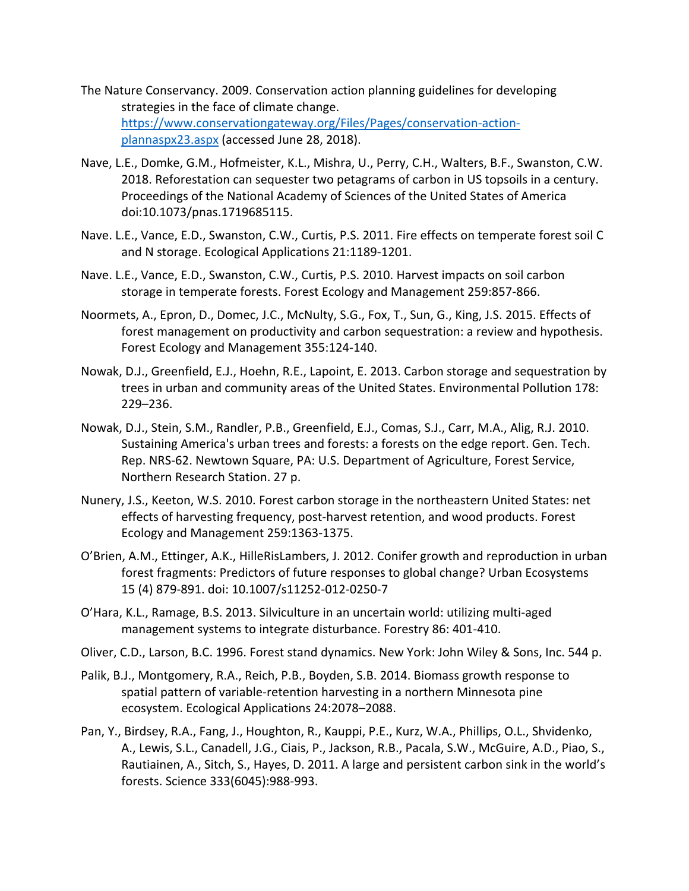The Nature Conservancy. 2009. Conservation action planning guidelines for developing strategies in the face of climate change. https://www.conservationgateway.org/Files/Pages/conservation-action-plannaspx23.aspx (accessed June 28, 2018).

Nave, L.E., Domke, G.M., Hofmeister, K.L., Mishra, U., Perry, C.H., Walters, B.F., Swanston, C.W. 2018. Reforestation can sequester two petagrams of carbon in US topsoils in a century. Proceedings of the National Academy of Sciences of the United States of America doi:10.1073/pnas.1719685115.

Nave. L.E., Vance, E.D., Swanston, C.W., Curtis, P.S. 2011. Fire effects on temperate forest soil C and N storage. Ecological Applications 21:1189-1201.

Nave. L.E., Vance, E.D., Swanston, C.W., Curtis, P.S. 2010. Harvest impacts on soil carbon storage in temperate forests. Forest Ecology and Management 259:857-866.

Noormets, A., Epron, D., Domec, J.C., McNulty, S.G., Fox, T., Sun, G., King, J.S. 2015. Effects of forest management on productivity and carbon sequestration: a review and hypothesis. Forest Ecology and Management 355:124-140.

Nowak, D.J., Greenfield, E.J., Hoehn, R.E., Lapoint, E. 2013. Carbon storage and sequestration by trees in urban and community areas of the United States. Environmental Pollution 178: 229–236.

Nowak, D.J., Stein, S.M., Randler, P.B., Greenfield, E.J., Comas, S.J., Carr, M.A., Alig, R.J. 2010. Sustaining America's urban trees and forests: a forests on the edge report. Gen. Tech. Rep. NRS-62. Newtown Square, PA: U.S. Department of Agriculture, Forest Service, Northern Research Station. 27 p.

Nunery, J.S., Keeton, W.S. 2010. Forest carbon storage in the northeastern United States: net effects of harvesting frequency, post-harvest retention, and wood products. Forest Ecology and Management 259:1363-1375.

O'Brien, A.M., Ettinger, A.K., HilleRisLambers, J. 2012. Conifer growth and reproduction in urban forest fragments: Predictors of future responses to global change? Urban Ecosystems 15 (4) 879-891. doi: 10.1007/s11252-012-0250-7

O'Hara, K.L., Ramage, B.S. 2013. Silviculture in an uncertain world: utilizing multi-aged management systems to integrate disturbance. Forestry 86: 401-410.

Oliver, C.D., Larson, B.C. 1996. Forest stand dynamics. New York: John Wiley & Sons, Inc. 544 p.

Palik, B.J., Montgomery, R.A., Reich, P.B., Boyden, S.B. 2014. Biomass growth response to spatial pattern of variable-retention harvesting in a northern Minnesota pine ecosystem. Ecological Applications 24:2078–2088.

Pan, Y., Birdsey, R.A., Fang, J., Houghton, R., Kauppi, P.E., Kurz, W.A., Phillips, O.L., Shvidenko, A., Lewis, S.L., Canadell, J.G., Ciais, P., Jackson, R.B., Pacala, S.W., McGuire, A.D., Piao, S., Rautiainen, A., Sitch, S., Hayes, D. 2011. A large and persistent carbon sink in the world's forests. Science 333(6045):988-993.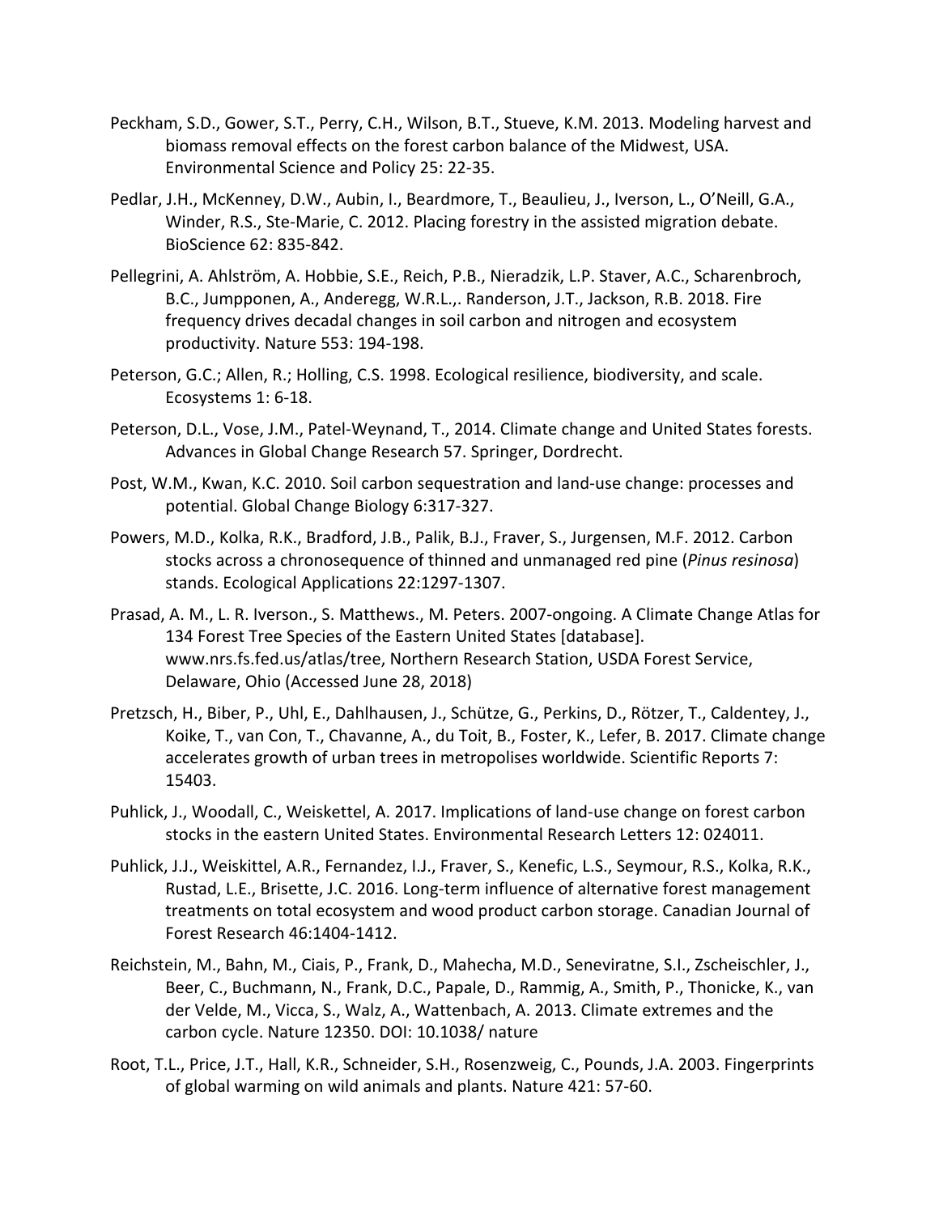Peckham, S.D., Gower, S.T., Perry, C.H., Wilson, B.T., Stueve, K.M. 2013. Modeling harvest and biomass removal effects on the forest carbon balance of the Midwest, USA. Environmental Science and Policy 25: 22-35.

Pedlar, J.H., McKenney, D.W., Aubin, I., Beardmore, T., Beaulieu, J., Iverson, L., O'Neill, G.A., Winder, R.S., Ste-Marie, C. 2012. Placing forestry in the assisted migration debate. BioScience 62: 835-842.

Pellegrini, A. Ahlström, A. Hobbie, S.E., Reich, P.B., Nieradzik, L.P. Staver, A.C., Scharenbroch, B.C., Jumpponen, A., Anderegg, W.R.L.,. Randerson, J.T., Jackson, R.B. 2018. Fire frequency drives decadal changes in soil carbon and nitrogen and ecosystem productivity. Nature 553: 194-198.

Peterson, G.C.; Allen, R.; Holling, C.S. 1998. Ecological resilience, biodiversity, and scale. Ecosystems 1: 6-18.

Peterson, D.L., Vose, J.M., Patel-Weynand, T., 2014. Climate change and United States forests. Advances in Global Change Research 57. Springer, Dordrecht.

Post, W.M., Kwan, K.C. 2010. Soil carbon sequestration and land-use change: processes and potential. Global Change Biology 6:317-327.

Powers, M.D., Kolka, R.K., Bradford, J.B., Palik, B.J., Fraver, S., Jurgensen, M.F. 2012. Carbon stocks across a chronosequence of thinned and unmanaged red pine (*Pinus resinosa*) stands. Ecological Applications 22:1297-1307.

Prasad, A. M., L. R. Iverson., S. Matthews., M. Peters. 2007-ongoing. A Climate Change Atlas for 134 Forest Tree Species of the Eastern United States [database]. www.nrs.fs.fed.us/atlas/tree, Northern Research Station, USDA Forest Service, Delaware, Ohio (Accessed June 28, 2018)

Pretzsch, H., Biber, P., Uhl, E., Dahlhausen, J., Schütze, G., Perkins, D., Rötzer, T., Caldentey, J., Koike, T., van Con, T., Chavanne, A., du Toit, B., Foster, K., Lefer, B. 2017. Climate change accelerates growth of urban trees in metropolises worldwide. Scientific Reports 7: 15403.

Puhlick, J., Woodall, C., Weiskettel, A. 2017. Implications of land-use change on forest carbon stocks in the eastern United States. Environmental Research Letters 12: 024011.

Puhlick, J.J., Weiskittel, A.R., Fernandez, I.J., Fraver, S., Kenefic, L.S., Seymour, R.S., Kolka, R.K., Rustad, L.E., Brisette, J.C. 2016. Long-term influence of alternative forest management treatments on total ecosystem and wood product carbon storage. Canadian Journal of Forest Research 46:1404-1412.

Reichstein, M., Bahn, M., Ciais, P., Frank, D., Mahecha, M.D., Seneviratne, S.I., Zscheischler, J., Beer, C., Buchmann, N., Frank, D.C., Papale, D., Rammig, A., Smith, P., Thonicke, K., van der Velde, M., Vicca, S., Walz, A., Wattenbach, A. 2013. Climate extremes and the carbon cycle. Nature 12350. DOI: 10.1038/ nature

Root, T.L., Price, J.T., Hall, K.R., Schneider, S.H., Rosenzweig, C., Pounds, J.A. 2003. Fingerprints of global warming on wild animals and plants. Nature 421: 57-60.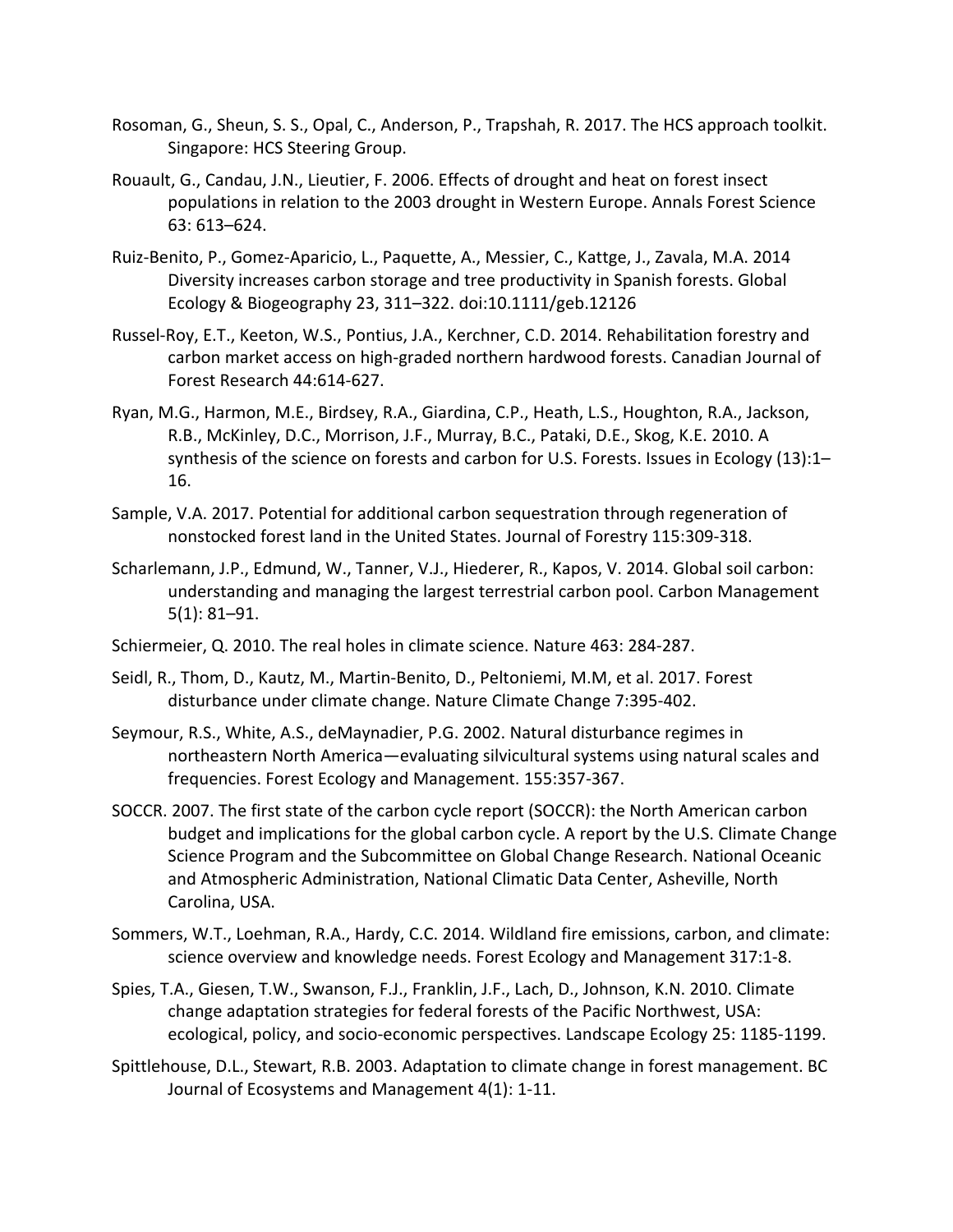Rosoman, G., Sheun, S. S., Opal, C., Anderson, P., Trapshah, R. 2017. The HCS approach toolkit. Singapore: HCS Steering Group.

Rouault, G., Candau, J.N., Lieutier, F. 2006. Effects of drought and heat on forest insect populations in relation to the 2003 drought in Western Europe. Annals Forest Science 63: 613–624.

Ruiz-Benito, P., Gomez-Aparicio, L., Paquette, A., Messier, C., Kattge, J., Zavala, M.A. 2014 Diversity increases carbon storage and tree productivity in Spanish forests. Global Ecology & Biogeography 23, 311–322. doi:10.1111/geb.12126

Russel-Roy, E.T., Keeton, W.S., Pontius, J.A., Kerchner, C.D. 2014. Rehabilitation forestry and carbon market access on high-graded northern hardwood forests. Canadian Journal of Forest Research 44:614-627.

Ryan, M.G., Harmon, M.E., Birdsey, R.A., Giardina, C.P., Heath, L.S., Houghton, R.A., Jackson, R.B., McKinley, D.C., Morrison, J.F., Murray, B.C., Pataki, D.E., Skog, K.E. 2010. A synthesis of the science on forests and carbon for U.S. Forests. Issues in Ecology (13):1–16.

Sample, V.A. 2017. Potential for additional carbon sequestration through regeneration of nonstocked forest land in the United States. Journal of Forestry 115:309-318.

Scharlemann, J.P., Edmund, W., Tanner, V.J., Hiederer, R., Kapos, V. 2014. Global soil carbon: understanding and managing the largest terrestrial carbon pool. Carbon Management 5(1): 81–91.

Schiermeier, Q. 2010. The real holes in climate science. Nature 463: 284-287.

Seidl, R., Thom, D., Kautz, M., Martin-Benito, D., Peltoniemi, M.M, et al. 2017. Forest disturbance under climate change. Nature Climate Change 7:395-402.

Seymour, R.S., White, A.S., deMaynadier, P.G. 2002. Natural disturbance regimes in northeastern North America—evaluating silvicultural systems using natural scales and frequencies. Forest Ecology and Management. 155:357-367.

SOCCR. 2007. The first state of the carbon cycle report (SOCCR): the North American carbon budget and implications for the global carbon cycle. A report by the U.S. Climate Change Science Program and the Subcommittee on Global Change Research. National Oceanic and Atmospheric Administration, National Climatic Data Center, Asheville, North Carolina, USA.

Sommers, W.T., Loehman, R.A., Hardy, C.C. 2014. Wildland fire emissions, carbon, and climate: science overview and knowledge needs. Forest Ecology and Management 317:1-8.

Spies, T.A., Giesen, T.W., Swanson, F.J., Franklin, J.F., Lach, D., Johnson, K.N. 2010. Climate change adaptation strategies for federal forests of the Pacific Northwest, USA: ecological, policy, and socio-economic perspectives. Landscape Ecology 25: 1185-1199.

Spittlehouse, D.L., Stewart, R.B. 2003. Adaptation to climate change in forest management. BC Journal of Ecosystems and Management 4(1): 1-11.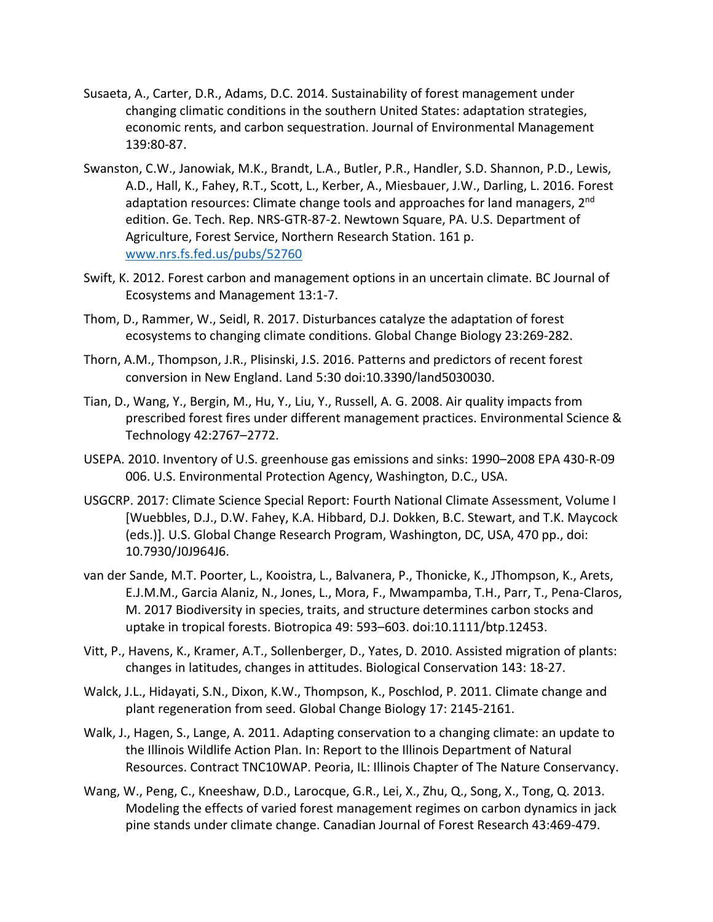Susaeta, A., Carter, D.R., Adams, D.C. 2014. Sustainability of forest management under changing climatic conditions in the southern United States: adaptation strategies, economic rents, and carbon sequestration. Journal of Environmental Management 139:80-87.

Swanston, C.W., Janowiak, M.K., Brandt, L.A., Butler, P.R., Handler, S.D. Shannon, P.D., Lewis, A.D., Hall, K., Fahey, R.T., Scott, L., Kerber, A., Miesbauer, J.W., Darling, L. 2016. Forest adaptation resources: Climate change tools and approaches for land managers, 2nd edition. Ge. Tech. Rep. NRS-GTR-87-2. Newtown Square, PA. U.S. Department of Agriculture, Forest Service, Northern Research Station. 161 p. www.nrs.fs.fed.us/pubs/52760

Swift, K. 2012. Forest carbon and management options in an uncertain climate. BC Journal of Ecosystems and Management 13:1-7.

Thom, D., Rammer, W., Seidl, R. 2017. Disturbances catalyze the adaptation of forest ecosystems to changing climate conditions. Global Change Biology 23:269-282.

Thorn, A.M., Thompson, J.R., Plisinski, J.S. 2016. Patterns and predictors of recent forest conversion in New England. Land 5:30 doi:10.3390/land5030030.

Tian, D., Wang, Y., Bergin, M., Hu, Y., Liu, Y., Russell, A. G. 2008. Air quality impacts from prescribed forest fires under different management practices. Environmental Science & Technology 42:2767–2772.

USEPA. 2010. Inventory of U.S. greenhouse gas emissions and sinks: 1990–2008 EPA 430-R-09 006. U.S. Environmental Protection Agency, Washington, D.C., USA.

USGCRP. 2017: Climate Science Special Report: Fourth National Climate Assessment, Volume I [Wuebbles, D.J., D.W. Fahey, K.A. Hibbard, D.J. Dokken, B.C. Stewart, and T.K. Maycock (eds.)]. U.S. Global Change Research Program, Washington, DC, USA, 470 pp., doi: 10.7930/J0J964J6.

van der Sande, M.T. Poorter, L., Kooistra, L., Balvanera, P., Thonicke, K., JThompson, K., Arets, E.J.M.M., Garcia Alaniz, N., Jones, L., Mora, F., Mwampamba, T.H., Parr, T., Pena-Claros, M. 2017 Biodiversity in species, traits, and structure determines carbon stocks and uptake in tropical forests. Biotropica 49: 593–603. doi:10.1111/btp.12453.

Vitt, P., Havens, K., Kramer, A.T., Sollenberger, D., Yates, D. 2010. Assisted migration of plants: changes in latitudes, changes in attitudes. Biological Conservation 143: 18-27.

Walck, J.L., Hidayati, S.N., Dixon, K.W., Thompson, K., Poschlod, P. 2011. Climate change and plant regeneration from seed. Global Change Biology 17: 2145-2161.

Walk, J., Hagen, S., Lange, A. 2011. Adapting conservation to a changing climate: an update to the Illinois Wildlife Action Plan. In: Report to the Illinois Department of Natural Resources. Contract TNC10WAP. Peoria, IL: Illinois Chapter of The Nature Conservancy.

Wang, W., Peng, C., Kneeshaw, D.D., Larocque, G.R., Lei, X., Zhu, Q., Song, X., Tong, Q. 2013. Modeling the effects of varied forest management regimes on carbon dynamics in jack pine stands under climate change. Canadian Journal of Forest Research 43:469-479.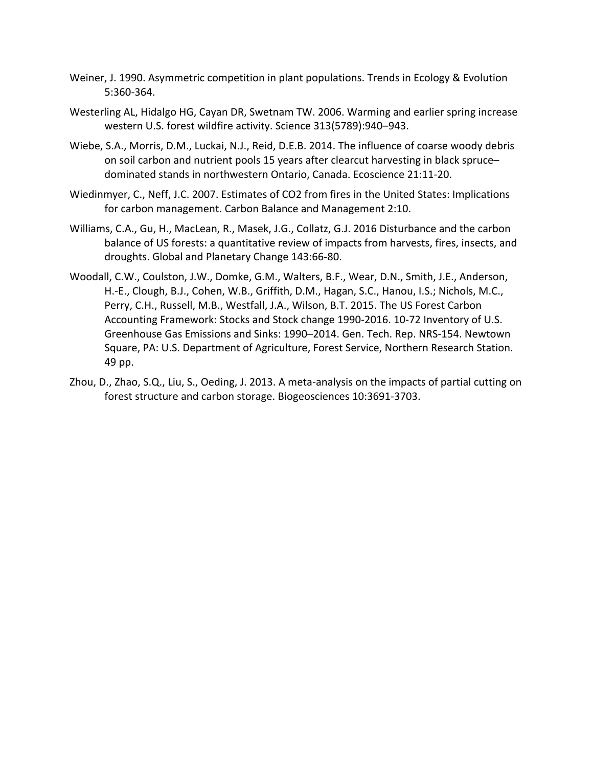Weiner, J. 1990. Asymmetric competition in plant populations. Trends in Ecology & Evolution 5:360-364.

Westerling AL, Hidalgo HG, Cayan DR, Swetnam TW. 2006. Warming and earlier spring increase western U.S. forest wildfire activity. Science 313(5789):940–943.

Wiebe, S.A., Morris, D.M., Luckai, N.J., Reid, D.E.B. 2014. The influence of coarse woody debris on soil carbon and nutrient pools 15 years after clearcut harvesting in black spruce–dominated stands in northwestern Ontario, Canada. Ecoscience 21:11-20.

Wiedinmyer, C., Neff, J.C. 2007. Estimates of CO2 from fires in the United States: Implications for carbon management. Carbon Balance and Management 2:10.

Williams, C.A., Gu, H., MacLean, R., Masek, J.G., Collatz, G.J. 2016 Disturbance and the carbon balance of US forests: a quantitative review of impacts from harvests, fires, insects, and droughts. Global and Planetary Change 143:66-80.

Woodall, C.W., Coulston, J.W., Domke, G.M., Walters, B.F., Wear, D.N., Smith, J.E., Anderson, H.-E., Clough, B.J., Cohen, W.B., Griffith, D.M., Hagan, S.C., Hanou, I.S.; Nichols, M.C., Perry, C.H., Russell, M.B., Westfall, J.A., Wilson, B.T. 2015. The US Forest Carbon Accounting Framework: Stocks and Stock change 1990-2016. 10-72 Inventory of U.S. Greenhouse Gas Emissions and Sinks: 1990–2014. Gen. Tech. Rep. NRS-154. Newtown Square, PA: U.S. Department of Agriculture, Forest Service, Northern Research Station. 49 pp.

Zhou, D., Zhao, S.Q., Liu, S., Oeding, J. 2013. A meta-analysis on the impacts of partial cutting on forest structure and carbon storage. Biogeosciences 10:3691-3703.